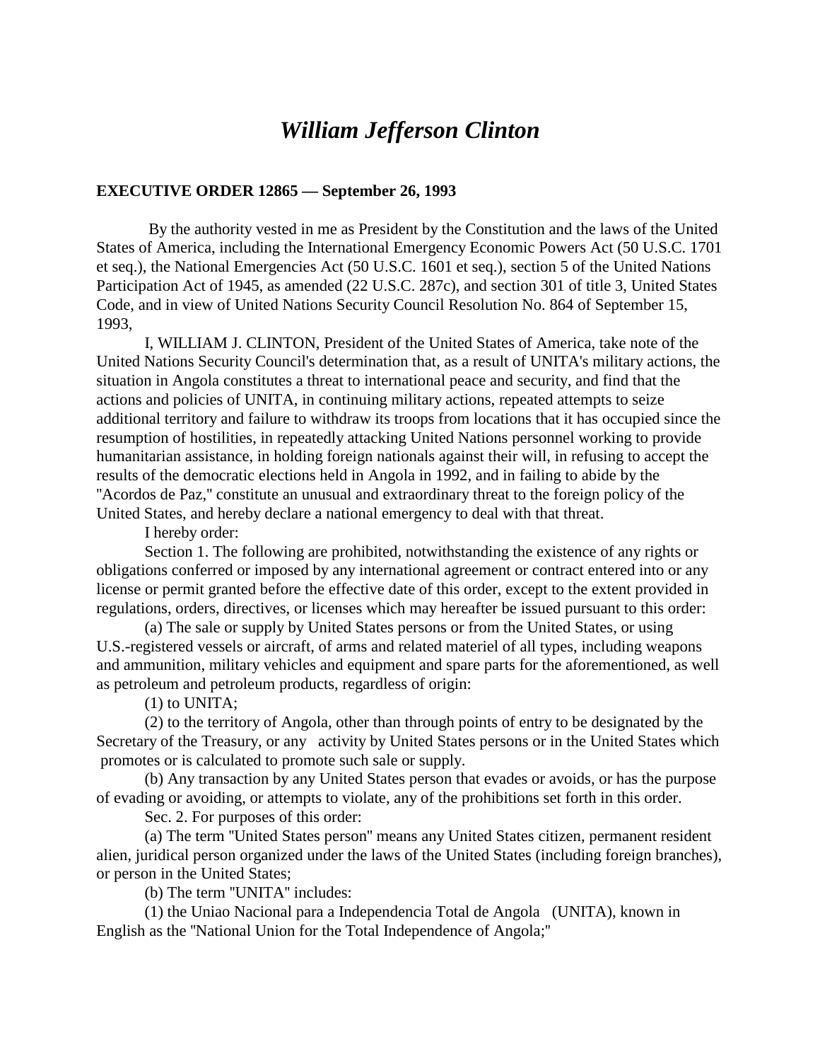# *William Jefferson Clinton*

**EXECUTIVE ORDER 12865 — September 26, 1993**

By the authority vested in me as President by the Constitution and the laws of the United States of America, including the International Emergency Economic Powers Act (50 U.S.C. 1701 et seq.), the National Emergencies Act (50 U.S.C. 1601 et seq.), section 5 of the United Nations Participation Act of 1945, as amended (22 U.S.C. 287c), and section 301 of title 3, United States Code, and in view of United Nations Security Council Resolution No. 864 of September 15, 1993,

I, WILLIAM J. CLINTON, President of the United States of America, take note of the United Nations Security Council's determination that, as a result of UNITA's military actions, the situation in Angola constitutes a threat to international peace and security, and find that the actions and policies of UNITA, in continuing military actions, repeated attempts to seize additional territory and failure to withdraw its troops from locations that it has occupied since the resumption of hostilities, in repeatedly attacking United Nations personnel working to provide humanitarian assistance, in holding foreign nationals against their will, in refusing to accept the results of the democratic elections held in Angola in 1992, and in failing to abide by the "Acordos de Paz," constitute an unusual and extraordinary threat to the foreign policy of the United States, and hereby declare a national emergency to deal with that threat.

I hereby order:

Section 1. The following are prohibited, notwithstanding the existence of any rights or obligations conferred or imposed by any international agreement or contract entered into or any license or permit granted before the effective date of this order, except to the extent provided in regulations, orders, directives, or licenses which may hereafter be issued pursuant to this order:

(a) The sale or supply by United States persons or from the United States, or using U.S.-registered vessels or aircraft, of arms and related materiel of all types, including weapons and ammunition, military vehicles and equipment and spare parts for the aforementioned, as well as petroleum and petroleum products, regardless of origin:

(1) to UNITA;

(2) to the territory of Angola, other than through points of entry to be designated by the Secretary of the Treasury, or any activity by United States persons or in the United States which promotes or is calculated to promote such sale or supply.

(b) Any transaction by any United States person that evades or avoids, or has the purpose of evading or avoiding, or attempts to violate, any of the prohibitions set forth in this order.

Sec. 2. For purposes of this order:

(a) The term "United States person" means any United States citizen, permanent resident alien, juridical person organized under the laws of the United States (including foreign branches), or person in the United States;

(b) The term "UNITA" includes:

(1) the Uniao Nacional para a Independencia Total de Angola (UNITA), known in English as the "National Union for the Total Independence of Angola;"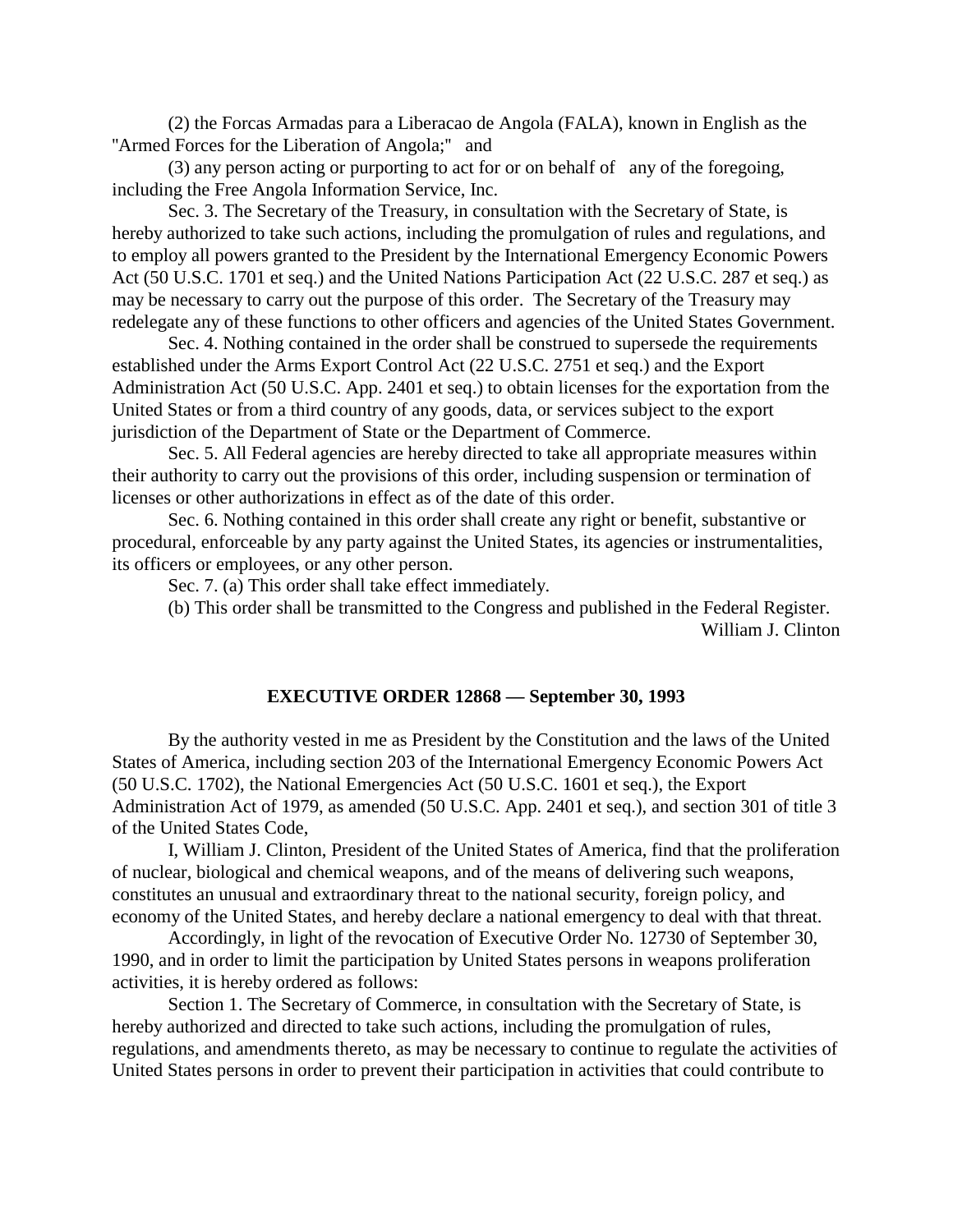(2) the Forcas Armadas para a Liberacao de Angola (FALA), known in English as the "Armed Forces for the Liberation of Angola;" and

(3) any person acting or purporting to act for or on behalf of any of the foregoing, including the Free Angola Information Service, Inc.

Sec. 3. The Secretary of the Treasury, in consultation with the Secretary of State, is hereby authorized to take such actions, including the promulgation of rules and regulations, and to employ all powers granted to the President by the International Emergency Economic Powers Act (50 U.S.C. 1701 et seq.) and the United Nations Participation Act (22 U.S.C. 287 et seq.) as may be necessary to carry out the purpose of this order. The Secretary of the Treasury may redelegate any of these functions to other officers and agencies of the United States Government.

Sec. 4. Nothing contained in the order shall be construed to supersede the requirements established under the Arms Export Control Act (22 U.S.C. 2751 et seq.) and the Export Administration Act (50 U.S.C. App. 2401 et seq.) to obtain licenses for the exportation from the United States or from a third country of any goods, data, or services subject to the export jurisdiction of the Department of State or the Department of Commerce.

Sec. 5. All Federal agencies are hereby directed to take all appropriate measures within their authority to carry out the provisions of this order, including suspension or termination of licenses or other authorizations in effect as of the date of this order.

Sec. 6. Nothing contained in this order shall create any right or benefit, substantive or procedural, enforceable by any party against the United States, its agencies or instrumentalities, its officers or employees, or any other person.

Sec. 7. (a) This order shall take effect immediately.

(b) This order shall be transmitted to the Congress and published in the Federal Register.

William J. Clinton

## EXECUTIVE ORDER 12868 — September 30, 1993

By the authority vested in me as President by the Constitution and the laws of the United States of America, including section 203 of the International Emergency Economic Powers Act (50 U.S.C. 1702), the National Emergencies Act (50 U.S.C. 1601 et seq.), the Export Administration Act of 1979, as amended (50 U.S.C. App. 2401 et seq.), and section 301 of title 3 of the United States Code,

I, William J. Clinton, President of the United States of America, find that the proliferation of nuclear, biological and chemical weapons, and of the means of delivering such weapons, constitutes an unusual and extraordinary threat to the national security, foreign policy, and economy of the United States, and hereby declare a national emergency to deal with that threat.

Accordingly, in light of the revocation of Executive Order No. 12730 of September 30, 1990, and in order to limit the participation by United States persons in weapons proliferation activities, it is hereby ordered as follows:

Section 1. The Secretary of Commerce, in consultation with the Secretary of State, is hereby authorized and directed to take such actions, including the promulgation of rules, regulations, and amendments thereto, as may be necessary to continue to regulate the activities of United States persons in order to prevent their participation in activities that could contribute to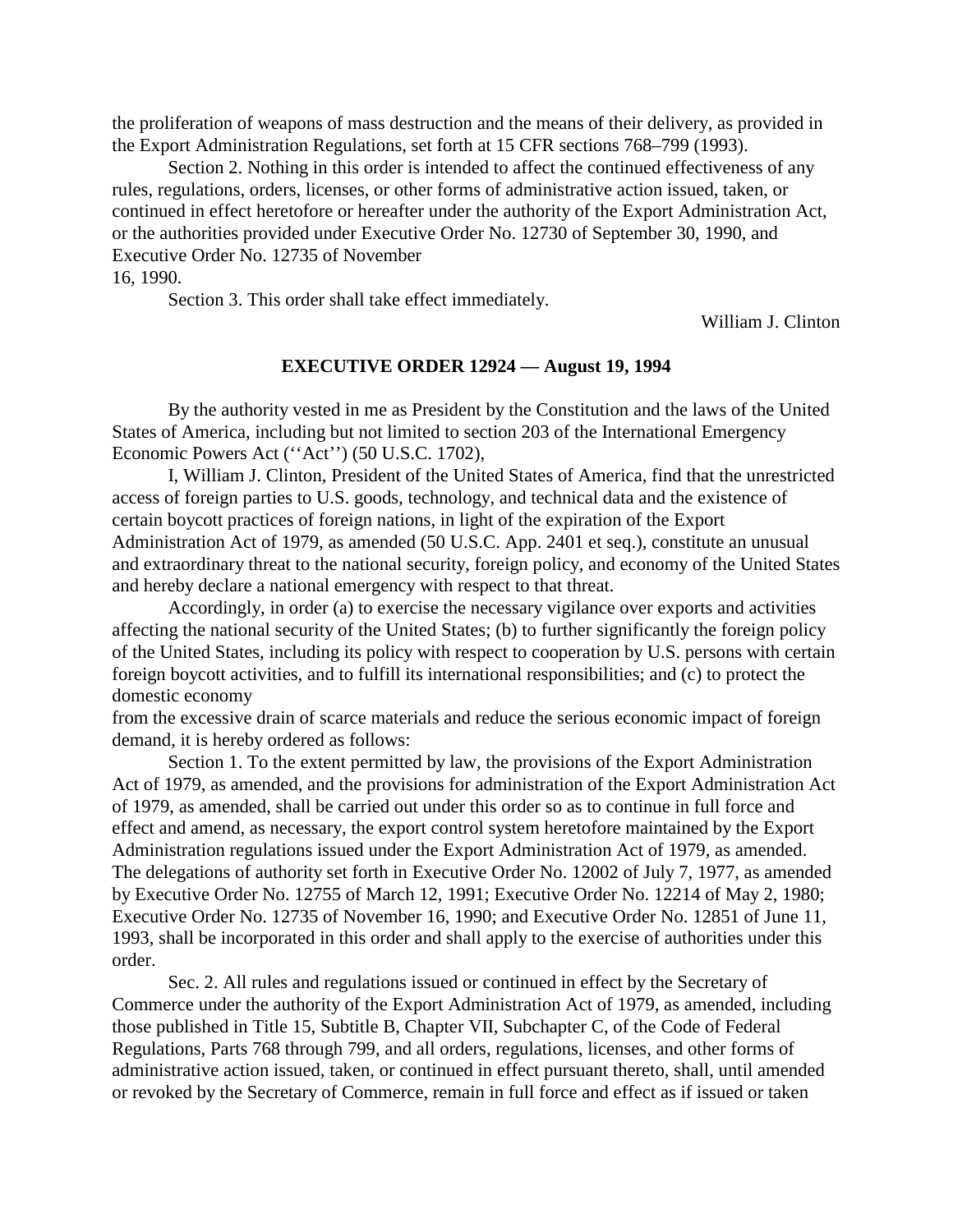the proliferation of weapons of mass destruction and the means of their delivery, as provided in the Export Administration Regulations, set forth at 15 CFR sections 768–799 (1993).

Section 2. Nothing in this order is intended to affect the continued effectiveness of any rules, regulations, orders, licenses, or other forms of administrative action issued, taken, or continued in effect heretofore or hereafter under the authority of the Export Administration Act, or the authorities provided under Executive Order No. 12730 of September 30, 1990, and Executive Order No. 12735 of November 16, 1990.

Section 3. This order shall take effect immediately.

William J. Clinton

## EXECUTIVE ORDER 12924 — August 19, 1994

By the authority vested in me as President by the Constitution and the laws of the United States of America, including but not limited to section 203 of the International Emergency Economic Powers Act (''Act'') (50 U.S.C. 1702),

I, William J. Clinton, President of the United States of America, find that the unrestricted access of foreign parties to U.S. goods, technology, and technical data and the existence of certain boycott practices of foreign nations, in light of the expiration of the Export Administration Act of 1979, as amended (50 U.S.C. App. 2401 et seq.), constitute an unusual and extraordinary threat to the national security, foreign policy, and economy of the United States and hereby declare a national emergency with respect to that threat.

Accordingly, in order (a) to exercise the necessary vigilance over exports and activities affecting the national security of the United States; (b) to further significantly the foreign policy of the United States, including its policy with respect to cooperation by U.S. persons with certain foreign boycott activities, and to fulfill its international responsibilities; and (c) to protect the domestic economy from the excessive drain of scarce materials and reduce the serious economic impact of foreign demand, it is hereby ordered as follows:

Section 1. To the extent permitted by law, the provisions of the Export Administration Act of 1979, as amended, and the provisions for administration of the Export Administration Act of 1979, as amended, shall be carried out under this order so as to continue in full force and effect and amend, as necessary, the export control system heretofore maintained by the Export Administration regulations issued under the Export Administration Act of 1979, as amended. The delegations of authority set forth in Executive Order No. 12002 of July 7, 1977, as amended by Executive Order No. 12755 of March 12, 1991; Executive Order No. 12214 of May 2, 1980; Executive Order No. 12735 of November 16, 1990; and Executive Order No. 12851 of June 11, 1993, shall be incorporated in this order and shall apply to the exercise of authorities under this order.

Sec. 2. All rules and regulations issued or continued in effect by the Secretary of Commerce under the authority of the Export Administration Act of 1979, as amended, including those published in Title 15, Subtitle B, Chapter VII, Subchapter C, of the Code of Federal Regulations, Parts 768 through 799, and all orders, regulations, licenses, and other forms of administrative action issued, taken, or continued in effect pursuant thereto, shall, until amended or revoked by the Secretary of Commerce, remain in full force and effect as if issued or taken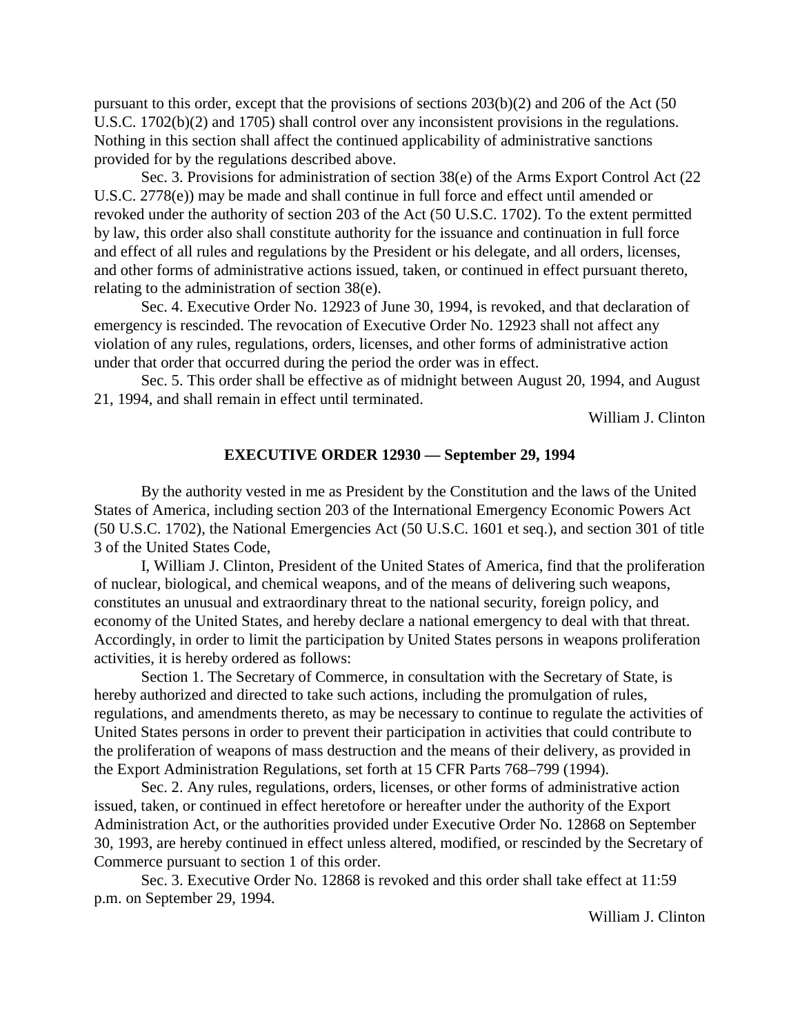pursuant to this order, except that the provisions of sections 203(b)(2) and 206 of the Act (50 U.S.C. 1702(b)(2) and 1705) shall control over any inconsistent provisions in the regulations. Nothing in this section shall affect the continued applicability of administrative sanctions provided for by the regulations described above.

Sec. 3. Provisions for administration of section 38(e) of the Arms Export Control Act (22 U.S.C. 2778(e)) may be made and shall continue in full force and effect until amended or revoked under the authority of section 203 of the Act (50 U.S.C. 1702). To the extent permitted by law, this order also shall constitute authority for the issuance and continuation in full force and effect of all rules and regulations by the President or his delegate, and all orders, licenses, and other forms of administrative actions issued, taken, or continued in effect pursuant thereto, relating to the administration of section 38(e).

Sec. 4. Executive Order No. 12923 of June 30, 1994, is revoked, and that declaration of emergency is rescinded. The revocation of Executive Order No. 12923 shall not affect any violation of any rules, regulations, orders, licenses, and other forms of administrative action under that order that occurred during the period the order was in effect.

Sec. 5. This order shall be effective as of midnight between August 20, 1994, and August 21, 1994, and shall remain in effect until terminated.

William J. Clinton

## EXECUTIVE ORDER 12930 — September 29, 1994

By the authority vested in me as President by the Constitution and the laws of the United States of America, including section 203 of the International Emergency Economic Powers Act (50 U.S.C. 1702), the National Emergencies Act (50 U.S.C. 1601 et seq.), and section 301 of title 3 of the United States Code,

I, William J. Clinton, President of the United States of America, find that the proliferation of nuclear, biological, and chemical weapons, and of the means of delivering such weapons, constitutes an unusual and extraordinary threat to the national security, foreign policy, and economy of the United States, and hereby declare a national emergency to deal with that threat. Accordingly, in order to limit the participation by United States persons in weapons proliferation activities, it is hereby ordered as follows:

Section 1. The Secretary of Commerce, in consultation with the Secretary of State, is hereby authorized and directed to take such actions, including the promulgation of rules, regulations, and amendments thereto, as may be necessary to continue to regulate the activities of United States persons in order to prevent their participation in activities that could contribute to the proliferation of weapons of mass destruction and the means of their delivery, as provided in the Export Administration Regulations, set forth at 15 CFR Parts 768–799 (1994).

Sec. 2. Any rules, regulations, orders, licenses, or other forms of administrative action issued, taken, or continued in effect heretofore or hereafter under the authority of the Export Administration Act, or the authorities provided under Executive Order No. 12868 on September 30, 1993, are hereby continued in effect unless altered, modified, or rescinded by the Secretary of Commerce pursuant to section 1 of this order.

Sec. 3. Executive Order No. 12868 is revoked and this order shall take effect at 11:59 p.m. on September 29, 1994.

William J. Clinton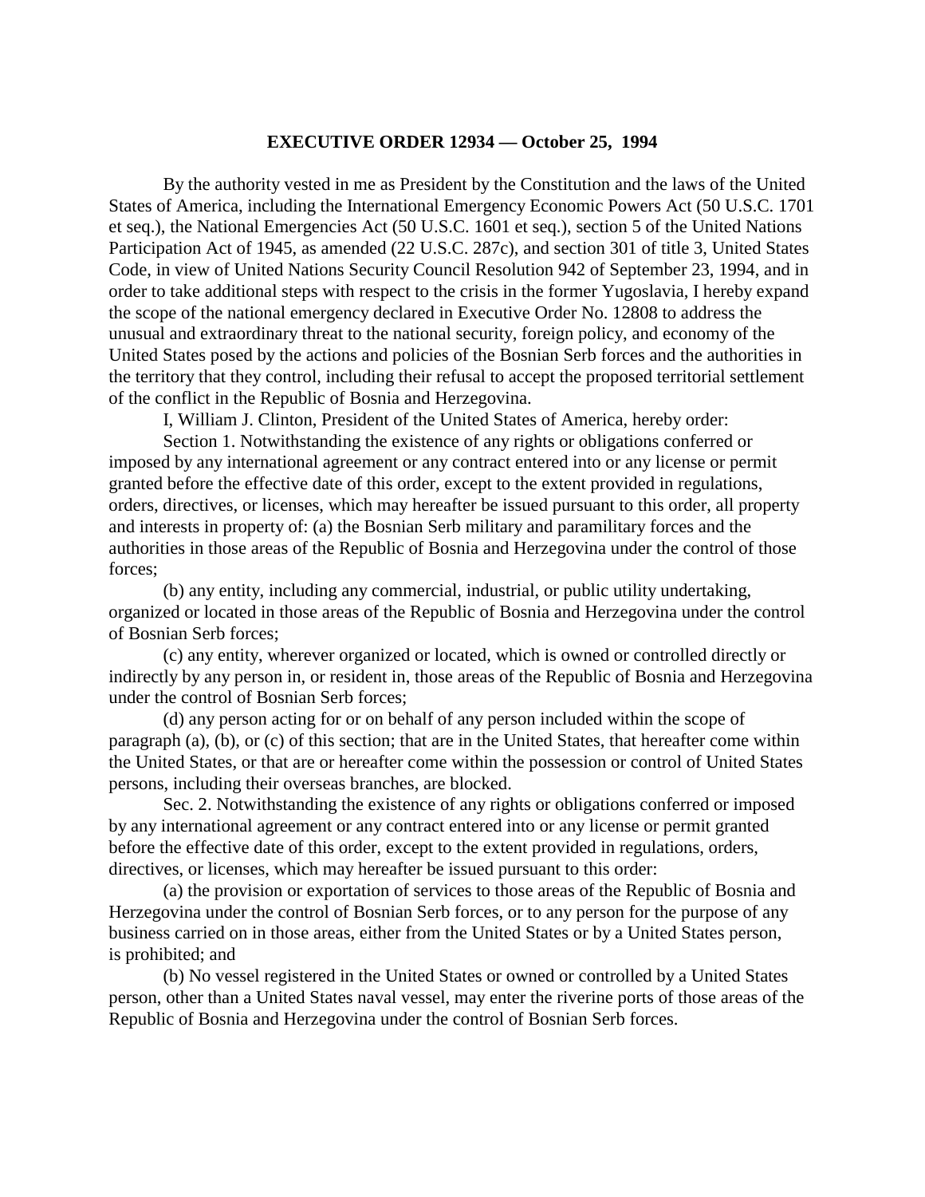**EXECUTIVE ORDER 12934 — October 25, 1994**

By the authority vested in me as President by the Constitution and the laws of the United States of America, including the International Emergency Economic Powers Act (50 U.S.C. 1701 et seq.), the National Emergencies Act (50 U.S.C. 1601 et seq.), section 5 of the United Nations Participation Act of 1945, as amended (22 U.S.C. 287c), and section 301 of title 3, United States Code, in view of United Nations Security Council Resolution 942 of September 23, 1994, and in order to take additional steps with respect to the crisis in the former Yugoslavia, I hereby expand the scope of the national emergency declared in Executive Order No. 12808 to address the unusual and extraordinary threat to the national security, foreign policy, and economy of the United States posed by the actions and policies of the Bosnian Serb forces and the authorities in the territory that they control, including their refusal to accept the proposed territorial settlement of the conflict in the Republic of Bosnia and Herzegovina.

I, William J. Clinton, President of the United States of America, hereby order:

Section 1. Notwithstanding the existence of any rights or obligations conferred or imposed by any international agreement or any contract entered into or any license or permit granted before the effective date of this order, except to the extent provided in regulations, orders, directives, or licenses, which may hereafter be issued pursuant to this order, all property and interests in property of: (a) the Bosnian Serb military and paramilitary forces and the authorities in those areas of the Republic of Bosnia and Herzegovina under the control of those forces;

(b) any entity, including any commercial, industrial, or public utility undertaking, organized or located in those areas of the Republic of Bosnia and Herzegovina under the control of Bosnian Serb forces;

(c) any entity, wherever organized or located, which is owned or controlled directly or indirectly by any person in, or resident in, those areas of the Republic of Bosnia and Herzegovina under the control of Bosnian Serb forces;

(d) any person acting for or on behalf of any person included within the scope of paragraph (a), (b), or (c) of this section; that are in the United States, that hereafter come within the United States, or that are or hereafter come within the possession or control of United States persons, including their overseas branches, are blocked.

Sec. 2. Notwithstanding the existence of any rights or obligations conferred or imposed by any international agreement or any contract entered into or any license or permit granted before the effective date of this order, except to the extent provided in regulations, orders, directives, or licenses, which may hereafter be issued pursuant to this order:

(a) the provision or exportation of services to those areas of the Republic of Bosnia and Herzegovina under the control of Bosnian Serb forces, or to any person for the purpose of any business carried on in those areas, either from the United States or by a United States person, is prohibited; and

(b) No vessel registered in the United States or owned or controlled by a United States person, other than a United States naval vessel, may enter the riverine ports of those areas of the Republic of Bosnia and Herzegovina under the control of Bosnian Serb forces.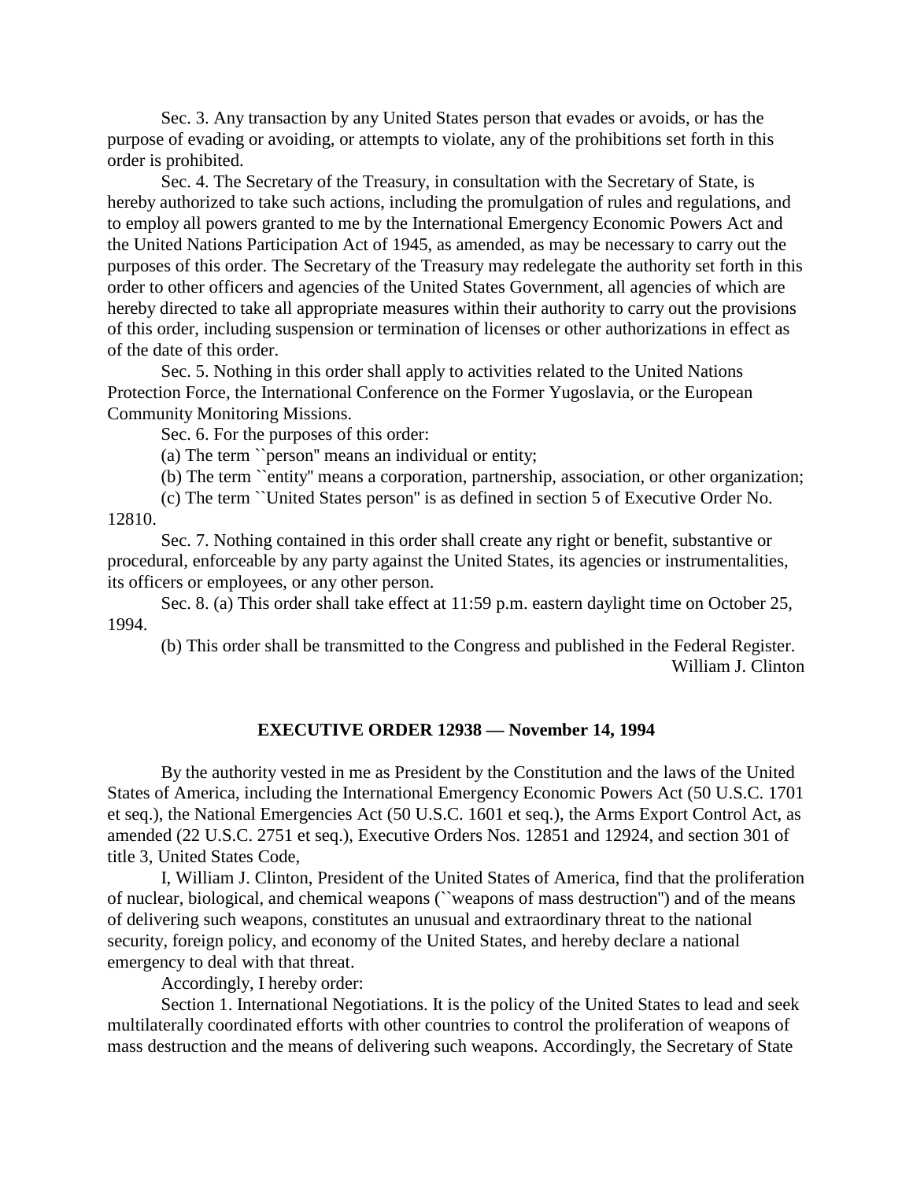Sec. 3. Any transaction by any United States person that evades or avoids, or has the purpose of evading or avoiding, or attempts to violate, any of the prohibitions set forth in this order is prohibited.

Sec. 4. The Secretary of the Treasury, in consultation with the Secretary of State, is hereby authorized to take such actions, including the promulgation of rules and regulations, and to employ all powers granted to me by the International Emergency Economic Powers Act and the United Nations Participation Act of 1945, as amended, as may be necessary to carry out the purposes of this order. The Secretary of the Treasury may redelegate the authority set forth in this order to other officers and agencies of the United States Government, all agencies of which are hereby directed to take all appropriate measures within their authority to carry out the provisions of this order, including suspension or termination of licenses or other authorizations in effect as of the date of this order.

Sec. 5. Nothing in this order shall apply to activities related to the United Nations Protection Force, the International Conference on the Former Yugoslavia, or the European Community Monitoring Missions.

Sec. 6. For the purposes of this order:

(a) The term ``person'' means an individual or entity;

(b) The term ``entity'' means a corporation, partnership, association, or other organization;

(c) The term ``United States person'' is as defined in section 5 of Executive Order No. 12810.

Sec. 7. Nothing contained in this order shall create any right or benefit, substantive or procedural, enforceable by any party against the United States, its agencies or instrumentalities, its officers or employees, or any other person.

Sec. 8. (a) This order shall take effect at 11:59 p.m. eastern daylight time on October 25, 1994.

(b) This order shall be transmitted to the Congress and published in the Federal Register.

William J. Clinton

## EXECUTIVE ORDER 12938 — November 14, 1994

By the authority vested in me as President by the Constitution and the laws of the United States of America, including the International Emergency Economic Powers Act (50 U.S.C. 1701 et seq.), the National Emergencies Act (50 U.S.C. 1601 et seq.), the Arms Export Control Act, as amended (22 U.S.C. 2751 et seq.), Executive Orders Nos. 12851 and 12924, and section 301 of title 3, United States Code,

I, William J. Clinton, President of the United States of America, find that the proliferation of nuclear, biological, and chemical weapons (``weapons of mass destruction'') and of the means of delivering such weapons, constitutes an unusual and extraordinary threat to the national security, foreign policy, and economy of the United States, and hereby declare a national emergency to deal with that threat.

Accordingly, I hereby order:

Section 1. International Negotiations. It is the policy of the United States to lead and seek multilaterally coordinated efforts with other countries to control the proliferation of weapons of mass destruction and the means of delivering such weapons. Accordingly, the Secretary of State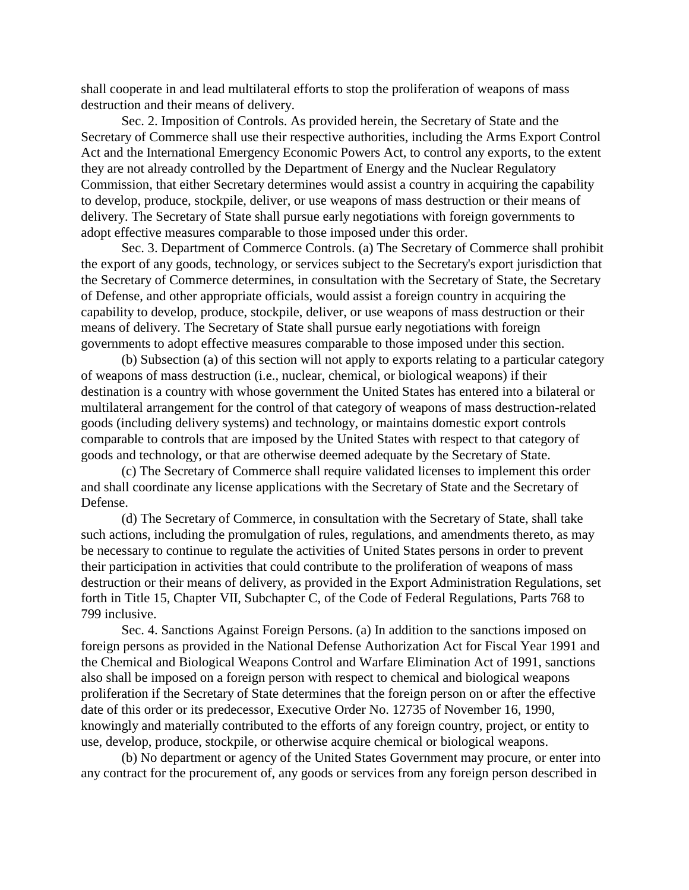shall cooperate in and lead multilateral efforts to stop the proliferation of weapons of mass destruction and their means of delivery.

Sec. 2. Imposition of Controls. As provided herein, the Secretary of State and the Secretary of Commerce shall use their respective authorities, including the Arms Export Control Act and the International Emergency Economic Powers Act, to control any exports, to the extent they are not already controlled by the Department of Energy and the Nuclear Regulatory Commission, that either Secretary determines would assist a country in acquiring the capability to develop, produce, stockpile, deliver, or use weapons of mass destruction or their means of delivery. The Secretary of State shall pursue early negotiations with foreign governments to adopt effective measures comparable to those imposed under this order.

Sec. 3. Department of Commerce Controls. (a) The Secretary of Commerce shall prohibit the export of any goods, technology, or services subject to the Secretary's export jurisdiction that the Secretary of Commerce determines, in consultation with the Secretary of State, the Secretary of Defense, and other appropriate officials, would assist a foreign country in acquiring the capability to develop, produce, stockpile, deliver, or use weapons of mass destruction or their means of delivery. The Secretary of State shall pursue early negotiations with foreign governments to adopt effective measures comparable to those imposed under this section.

(b) Subsection (a) of this section will not apply to exports relating to a particular category of weapons of mass destruction (i.e., nuclear, chemical, or biological weapons) if their destination is a country with whose government the United States has entered into a bilateral or multilateral arrangement for the control of that category of weapons of mass destruction-related goods (including delivery systems) and technology, or maintains domestic export controls comparable to controls that are imposed by the United States with respect to that category of goods and technology, or that are otherwise deemed adequate by the Secretary of State.

(c) The Secretary of Commerce shall require validated licenses to implement this order and shall coordinate any license applications with the Secretary of State and the Secretary of Defense.

(d) The Secretary of Commerce, in consultation with the Secretary of State, shall take such actions, including the promulgation of rules, regulations, and amendments thereto, as may be necessary to continue to regulate the activities of United States persons in order to prevent their participation in activities that could contribute to the proliferation of weapons of mass destruction or their means of delivery, as provided in the Export Administration Regulations, set forth in Title 15, Chapter VII, Subchapter C, of the Code of Federal Regulations, Parts 768 to 799 inclusive.

Sec. 4. Sanctions Against Foreign Persons. (a) In addition to the sanctions imposed on foreign persons as provided in the National Defense Authorization Act for Fiscal Year 1991 and the Chemical and Biological Weapons Control and Warfare Elimination Act of 1991, sanctions also shall be imposed on a foreign person with respect to chemical and biological weapons proliferation if the Secretary of State determines that the foreign person on or after the effective date of this order or its predecessor, Executive Order No. 12735 of November 16, 1990, knowingly and materially contributed to the efforts of any foreign country, project, or entity to use, develop, produce, stockpile, or otherwise acquire chemical or biological weapons.

(b) No department or agency of the United States Government may procure, or enter into any contract for the procurement of, any goods or services from any foreign person described in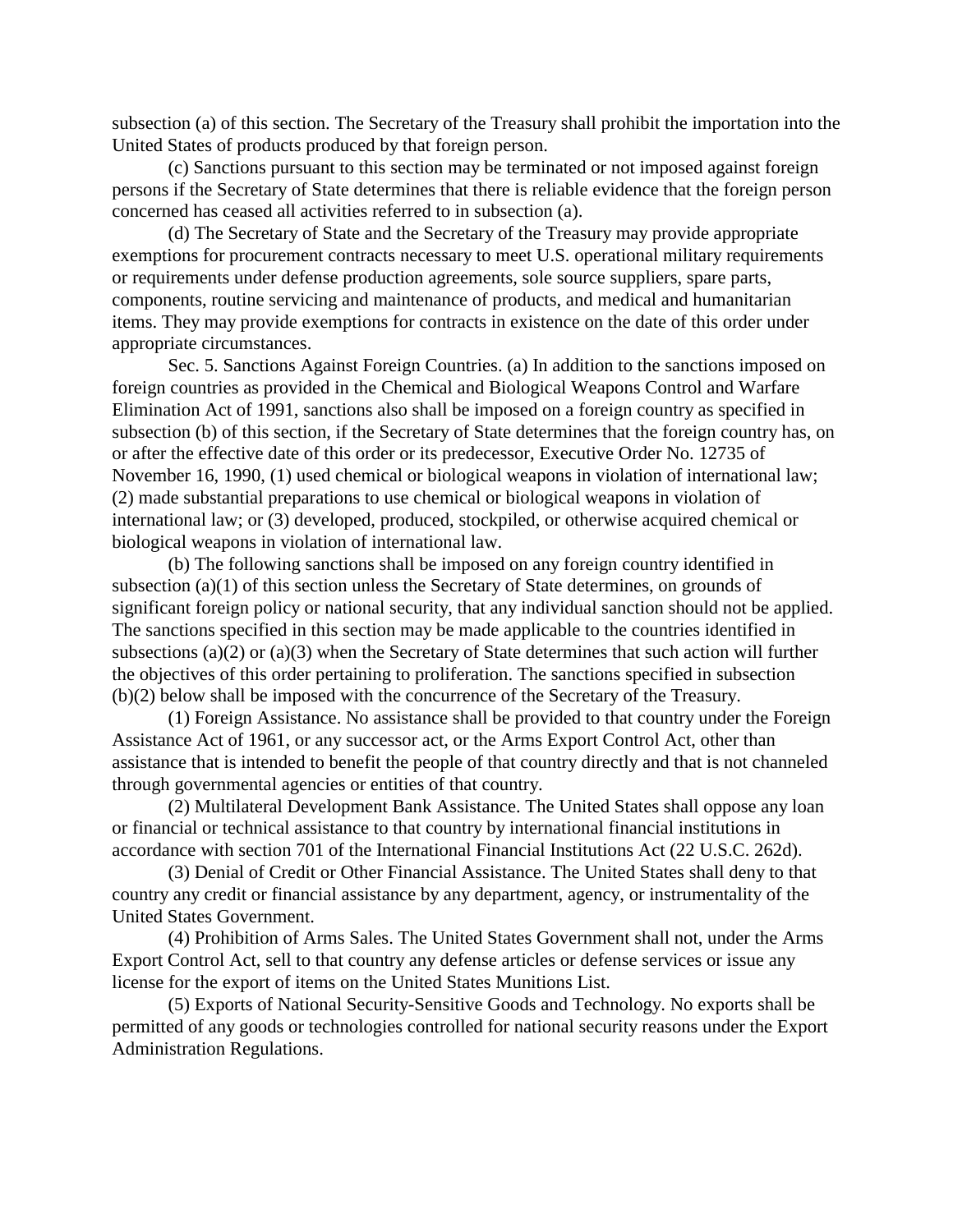subsection (a) of this section. The Secretary of the Treasury shall prohibit the importation into the United States of products produced by that foreign person.

(c) Sanctions pursuant to this section may be terminated or not imposed against foreign persons if the Secretary of State determines that there is reliable evidence that the foreign person concerned has ceased all activities referred to in subsection (a).

(d) The Secretary of State and the Secretary of the Treasury may provide appropriate exemptions for procurement contracts necessary to meet U.S. operational military requirements or requirements under defense production agreements, sole source suppliers, spare parts, components, routine servicing and maintenance of products, and medical and humanitarian items. They may provide exemptions for contracts in existence on the date of this order under appropriate circumstances.

Sec. 5. Sanctions Against Foreign Countries. (a) In addition to the sanctions imposed on foreign countries as provided in the Chemical and Biological Weapons Control and Warfare Elimination Act of 1991, sanctions also shall be imposed on a foreign country as specified in subsection (b) of this section, if the Secretary of State determines that the foreign country has, on or after the effective date of this order or its predecessor, Executive Order No. 12735 of November 16, 1990, (1) used chemical or biological weapons in violation of international law; (2) made substantial preparations to use chemical or biological weapons in violation of international law; or (3) developed, produced, stockpiled, or otherwise acquired chemical or biological weapons in violation of international law.

(b) The following sanctions shall be imposed on any foreign country identified in subsection (a)(1) of this section unless the Secretary of State determines, on grounds of significant foreign policy or national security, that any individual sanction should not be applied. The sanctions specified in this section may be made applicable to the countries identified in subsections (a)(2) or (a)(3) when the Secretary of State determines that such action will further the objectives of this order pertaining to proliferation. The sanctions specified in subsection (b)(2) below shall be imposed with the concurrence of the Secretary of the Treasury.

(1) Foreign Assistance. No assistance shall be provided to that country under the Foreign Assistance Act of 1961, or any successor act, or the Arms Export Control Act, other than assistance that is intended to benefit the people of that country directly and that is not channeled through governmental agencies or entities of that country.

(2) Multilateral Development Bank Assistance. The United States shall oppose any loan or financial or technical assistance to that country by international financial institutions in accordance with section 701 of the International Financial Institutions Act (22 U.S.C. 262d).

(3) Denial of Credit or Other Financial Assistance. The United States shall deny to that country any credit or financial assistance by any department, agency, or instrumentality of the United States Government.

(4) Prohibition of Arms Sales. The United States Government shall not, under the Arms Export Control Act, sell to that country any defense articles or defense services or issue any license for the export of items on the United States Munitions List.

(5) Exports of National Security-Sensitive Goods and Technology. No exports shall be permitted of any goods or technologies controlled for national security reasons under the Export Administration Regulations.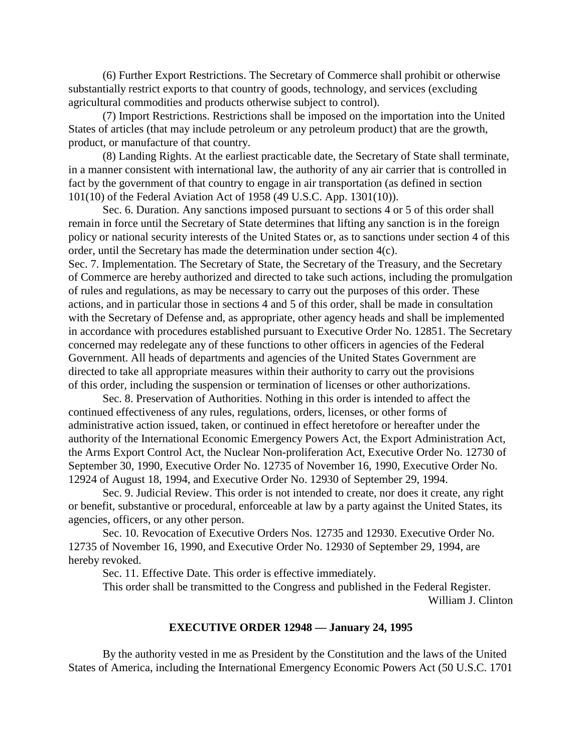(6) Further Export Restrictions. The Secretary of Commerce shall prohibit or otherwise substantially restrict exports to that country of goods, technology, and services (excluding agricultural commodities and products otherwise subject to control).

(7) Import Restrictions. Restrictions shall be imposed on the importation into the United States of articles (that may include petroleum or any petroleum product) that are the growth, product, or manufacture of that country.

(8) Landing Rights. At the earliest practicable date, the Secretary of State shall terminate, in a manner consistent with international law, the authority of any air carrier that is controlled in fact by the government of that country to engage in air transportation (as defined in section 101(10) of the Federal Aviation Act of 1958 (49 U.S.C. App. 1301(10)).

Sec. 6. Duration. Any sanctions imposed pursuant to sections 4 or 5 of this order shall remain in force until the Secretary of State determines that lifting any sanction is in the foreign policy or national security interests of the United States or, as to sanctions under section 4 of this order, until the Secretary has made the determination under section 4(c).

Sec. 7. Implementation. The Secretary of State, the Secretary of the Treasury, and the Secretary of Commerce are hereby authorized and directed to take such actions, including the promulgation of rules and regulations, as may be necessary to carry out the purposes of this order. These actions, and in particular those in sections 4 and 5 of this order, shall be made in consultation with the Secretary of Defense and, as appropriate, other agency heads and shall be implemented in accordance with procedures established pursuant to Executive Order No. 12851. The Secretary concerned may redelegate any of these functions to other officers in agencies of the Federal Government. All heads of departments and agencies of the United States Government are directed to take all appropriate measures within their authority to carry out the provisions of this order, including the suspension or termination of licenses or other authorizations.

Sec. 8. Preservation of Authorities. Nothing in this order is intended to affect the continued effectiveness of any rules, regulations, orders, licenses, or other forms of administrative action issued, taken, or continued in effect heretofore or hereafter under the authority of the International Economic Emergency Powers Act, the Export Administration Act, the Arms Export Control Act, the Nuclear Non-proliferation Act, Executive Order No. 12730 of September 30, 1990, Executive Order No. 12735 of November 16, 1990, Executive Order No. 12924 of August 18, 1994, and Executive Order No. 12930 of September 29, 1994.

Sec. 9. Judicial Review. This order is not intended to create, nor does it create, any right or benefit, substantive or procedural, enforceable at law by a party against the United States, its agencies, officers, or any other person.

Sec. 10. Revocation of Executive Orders Nos. 12735 and 12930. Executive Order No. 12735 of November 16, 1990, and Executive Order No. 12930 of September 29, 1994, are hereby revoked.

Sec. 11. Effective Date. This order is effective immediately.

This order shall be transmitted to the Congress and published in the Federal Register.

William J. Clinton

## EXECUTIVE ORDER 12948 — January 24, 1995

By the authority vested in me as President by the Constitution and the laws of the United States of America, including the International Emergency Economic Powers Act (50 U.S.C. 1701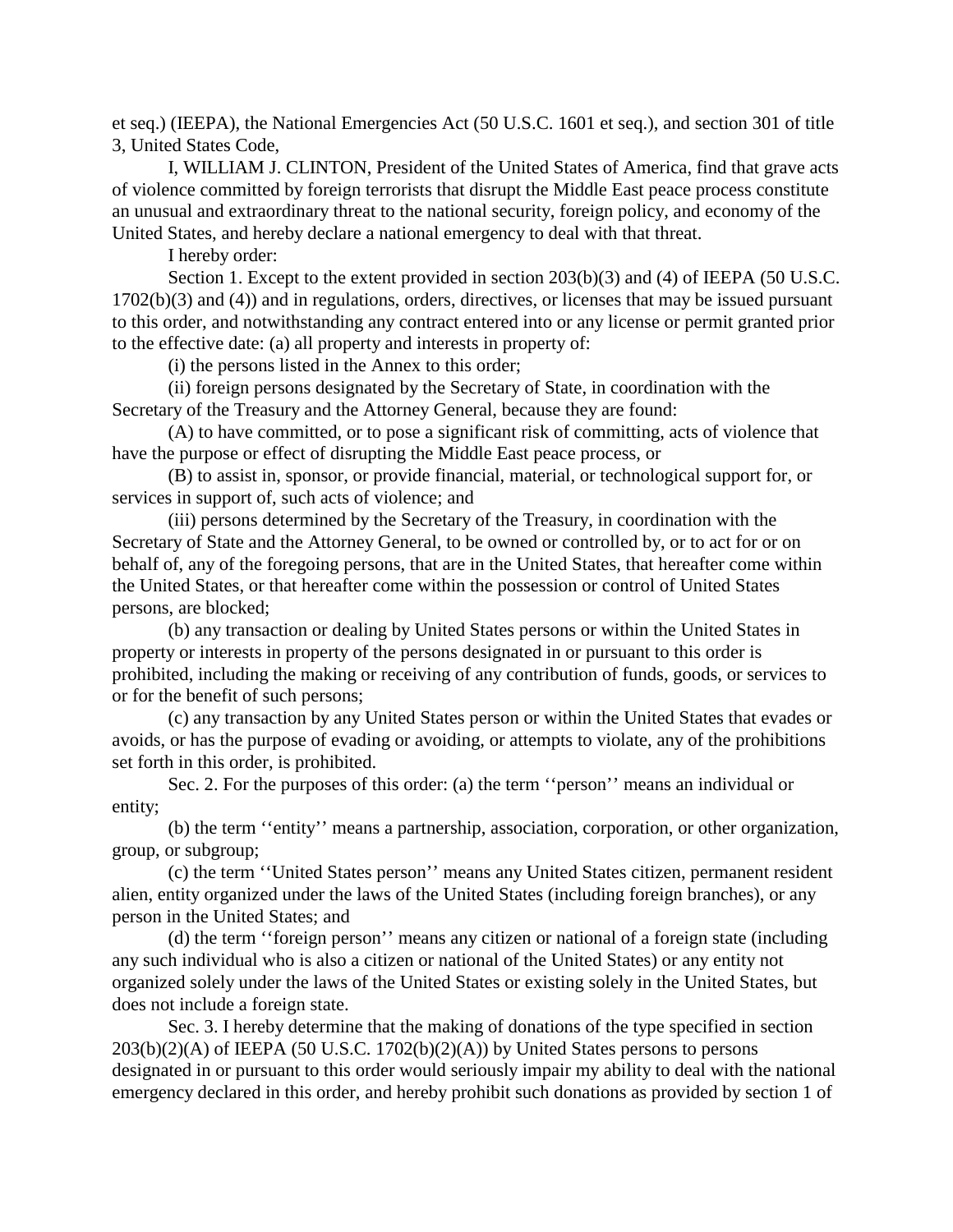et seq.) (IEEPA), the National Emergencies Act (50 U.S.C. 1601 et seq.), and section 301 of title 3, United States Code,

I, WILLIAM J. CLINTON, President of the United States of America, find that grave acts of violence committed by foreign terrorists that disrupt the Middle East peace process constitute an unusual and extraordinary threat to the national security, foreign policy, and economy of the United States, and hereby declare a national emergency to deal with that threat.

I hereby order:

Section 1. Except to the extent provided in section 203(b)(3) and (4) of IEEPA (50 U.S.C. 1702(b)(3) and (4)) and in regulations, orders, directives, or licenses that may be issued pursuant to this order, and notwithstanding any contract entered into or any license or permit granted prior to the effective date: (a) all property and interests in property of:

(i) the persons listed in the Annex to this order;

(ii) foreign persons designated by the Secretary of State, in coordination with the Secretary of the Treasury and the Attorney General, because they are found:

(A) to have committed, or to pose a significant risk of committing, acts of violence that have the purpose or effect of disrupting the Middle East peace process, or

(B) to assist in, sponsor, or provide financial, material, or technological support for, or services in support of, such acts of violence; and

(iii) persons determined by the Secretary of the Treasury, in coordination with the Secretary of State and the Attorney General, to be owned or controlled by, or to act for or on behalf of, any of the foregoing persons, that are in the United States, that hereafter come within the United States, or that hereafter come within the possession or control of United States persons, are blocked;

(b) any transaction or dealing by United States persons or within the United States in property or interests in property of the persons designated in or pursuant to this order is prohibited, including the making or receiving of any contribution of funds, goods, or services to or for the benefit of such persons;

(c) any transaction by any United States person or within the United States that evades or avoids, or has the purpose of evading or avoiding, or attempts to violate, any of the prohibitions set forth in this order, is prohibited.

Sec. 2. For the purposes of this order: (a) the term ''person'' means an individual or entity;

(b) the term ''entity'' means a partnership, association, corporation, or other organization, group, or subgroup;

(c) the term ''United States person'' means any United States citizen, permanent resident alien, entity organized under the laws of the United States (including foreign branches), or any person in the United States; and

(d) the term ''foreign person'' means any citizen or national of a foreign state (including any such individual who is also a citizen or national of the United States) or any entity not organized solely under the laws of the United States or existing solely in the United States, but does not include a foreign state.

Sec. 3. I hereby determine that the making of donations of the type specified in section 203(b)(2)(A) of IEEPA (50 U.S.C. 1702(b)(2)(A)) by United States persons to persons designated in or pursuant to this order would seriously impair my ability to deal with the national emergency declared in this order, and hereby prohibit such donations as provided by section 1 of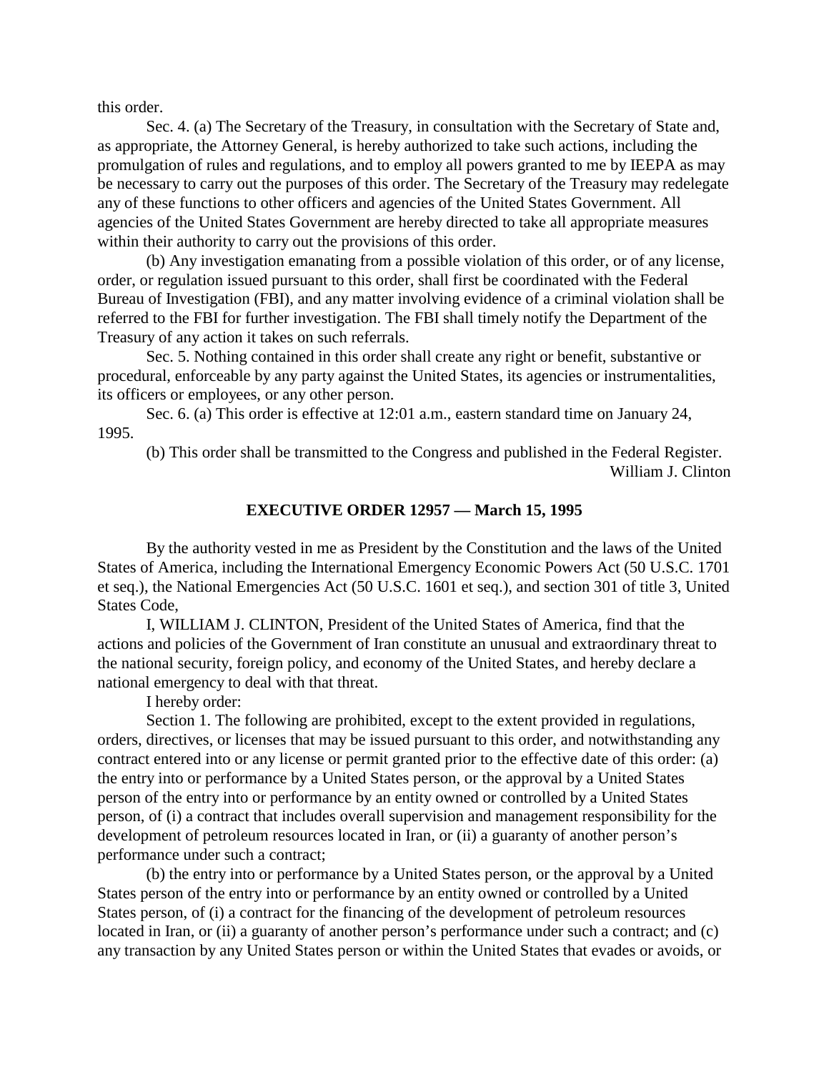this order.

Sec. 4. (a) The Secretary of the Treasury, in consultation with the Secretary of State and, as appropriate, the Attorney General, is hereby authorized to take such actions, including the promulgation of rules and regulations, and to employ all powers granted to me by IEEPA as may be necessary to carry out the purposes of this order. The Secretary of the Treasury may redelegate any of these functions to other officers and agencies of the United States Government. All agencies of the United States Government are hereby directed to take all appropriate measures within their authority to carry out the provisions of this order.

(b) Any investigation emanating from a possible violation of this order, or of any license, order, or regulation issued pursuant to this order, shall first be coordinated with the Federal Bureau of Investigation (FBI), and any matter involving evidence of a criminal violation shall be referred to the FBI for further investigation. The FBI shall timely notify the Department of the Treasury of any action it takes on such referrals.

Sec. 5. Nothing contained in this order shall create any right or benefit, substantive or procedural, enforceable by any party against the United States, its agencies or instrumentalities, its officers or employees, or any other person.

Sec. 6. (a) This order is effective at 12:01 a.m., eastern standard time on January 24, 1995.

(b) This order shall be transmitted to the Congress and published in the Federal Register.

William J. Clinton

## EXECUTIVE ORDER 12957 — March 15, 1995

By the authority vested in me as President by the Constitution and the laws of the United States of America, including the International Emergency Economic Powers Act (50 U.S.C. 1701 et seq.), the National Emergencies Act (50 U.S.C. 1601 et seq.), and section 301 of title 3, United States Code,

I, WILLIAM J. CLINTON, President of the United States of America, find that the actions and policies of the Government of Iran constitute an unusual and extraordinary threat to the national security, foreign policy, and economy of the United States, and hereby declare a national emergency to deal with that threat.

I hereby order:

Section 1. The following are prohibited, except to the extent provided in regulations, orders, directives, or licenses that may be issued pursuant to this order, and notwithstanding any contract entered into or any license or permit granted prior to the effective date of this order: (a) the entry into or performance by a United States person, or the approval by a United States person of the entry into or performance by an entity owned or controlled by a United States person, of (i) a contract that includes overall supervision and management responsibility for the development of petroleum resources located in Iran, or (ii) a guaranty of another person's performance under such a contract;

(b) the entry into or performance by a United States person, or the approval by a United States person of the entry into or performance by an entity owned or controlled by a United States person, of (i) a contract for the financing of the development of petroleum resources located in Iran, or (ii) a guaranty of another person's performance under such a contract; and (c) any transaction by any United States person or within the United States that evades or avoids, or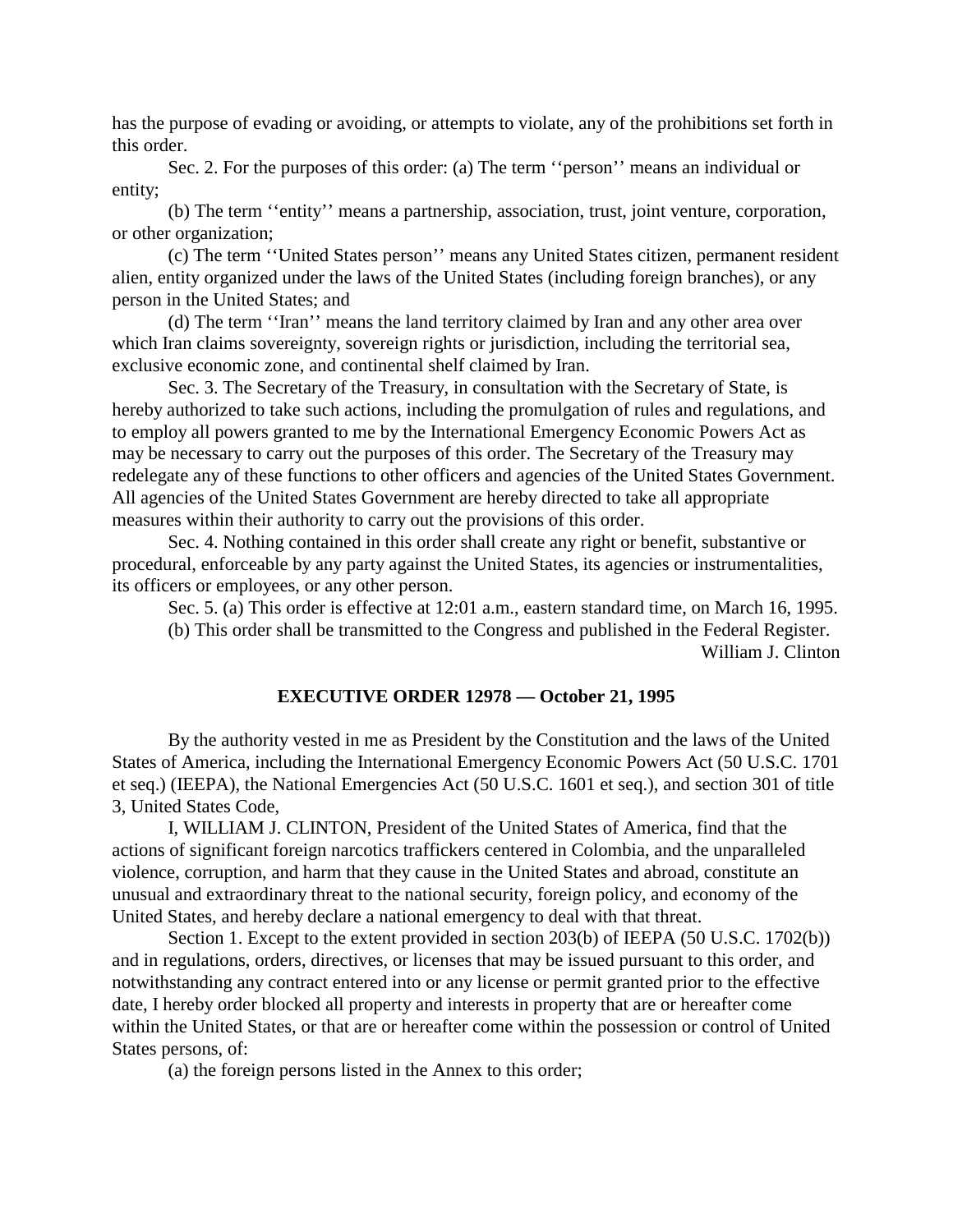has the purpose of evading or avoiding, or attempts to violate, any of the prohibitions set forth in this order.

Sec. 2. For the purposes of this order: (a) The term ''person'' means an individual or entity;

(b) The term ''entity'' means a partnership, association, trust, joint venture, corporation, or other organization;

(c) The term ''United States person'' means any United States citizen, permanent resident alien, entity organized under the laws of the United States (including foreign branches), or any person in the United States; and

(d) The term ''Iran'' means the land territory claimed by Iran and any other area over which Iran claims sovereignty, sovereign rights or jurisdiction, including the territorial sea, exclusive economic zone, and continental shelf claimed by Iran.

Sec. 3. The Secretary of the Treasury, in consultation with the Secretary of State, is hereby authorized to take such actions, including the promulgation of rules and regulations, and to employ all powers granted to me by the International Emergency Economic Powers Act as may be necessary to carry out the purposes of this order. The Secretary of the Treasury may redelegate any of these functions to other officers and agencies of the United States Government. All agencies of the United States Government are hereby directed to take all appropriate measures within their authority to carry out the provisions of this order.

Sec. 4. Nothing contained in this order shall create any right or benefit, substantive or procedural, enforceable by any party against the United States, its agencies or instrumentalities, its officers or employees, or any other person.

Sec. 5. (a) This order is effective at 12:01 a.m., eastern standard time, on March 16, 1995.

(b) This order shall be transmitted to the Congress and published in the Federal Register.

William J. Clinton

## EXECUTIVE ORDER 12978 — October 21, 1995

By the authority vested in me as President by the Constitution and the laws of the United States of America, including the International Emergency Economic Powers Act (50 U.S.C. 1701 et seq.) (IEEPA), the National Emergencies Act (50 U.S.C. 1601 et seq.), and section 301 of title 3, United States Code,

I, WILLIAM J. CLINTON, President of the United States of America, find that the actions of significant foreign narcotics traffickers centered in Colombia, and the unparalleled violence, corruption, and harm that they cause in the United States and abroad, constitute an unusual and extraordinary threat to the national security, foreign policy, and economy of the United States, and hereby declare a national emergency to deal with that threat.

Section 1. Except to the extent provided in section 203(b) of IEEPA (50 U.S.C. 1702(b)) and in regulations, orders, directives, or licenses that may be issued pursuant to this order, and notwithstanding any contract entered into or any license or permit granted prior to the effective date, I hereby order blocked all property and interests in property that are or hereafter come within the United States, or that are or hereafter come within the possession or control of United States persons, of:

(a) the foreign persons listed in the Annex to this order;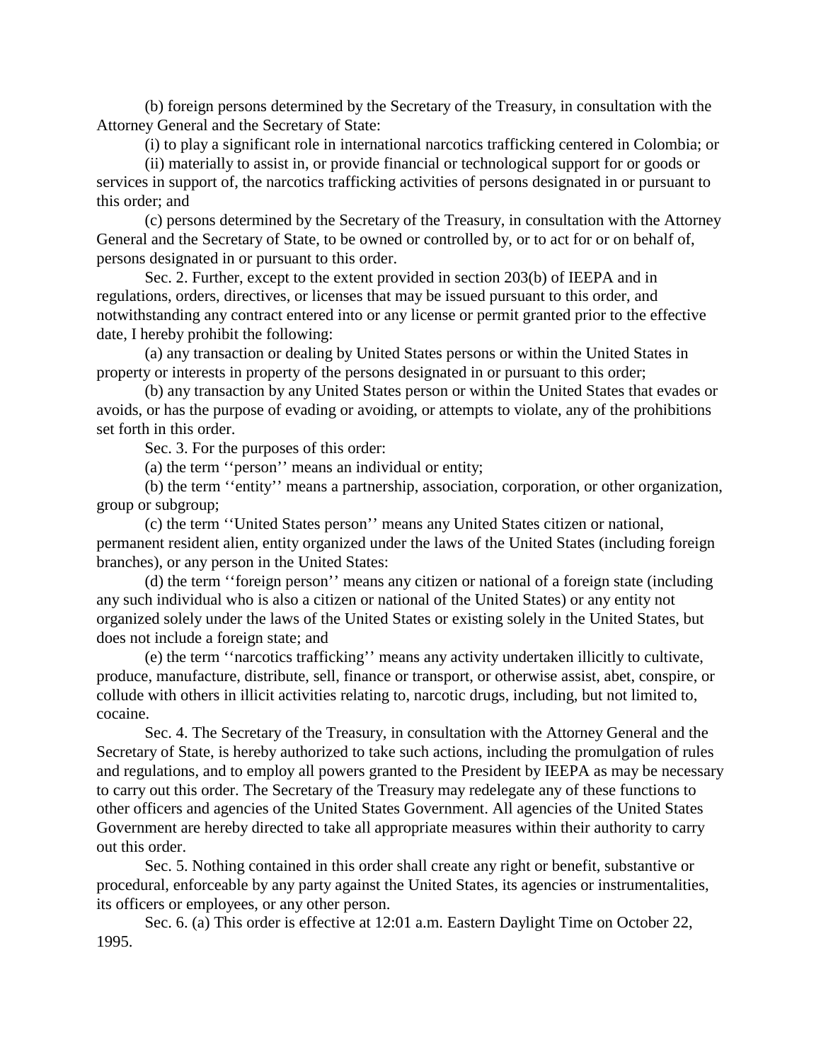(b) foreign persons determined by the Secretary of the Treasury, in consultation with the Attorney General and the Secretary of State:

(i) to play a significant role in international narcotics trafficking centered in Colombia; or

(ii) materially to assist in, or provide financial or technological support for or goods or services in support of, the narcotics trafficking activities of persons designated in or pursuant to this order; and

(c) persons determined by the Secretary of the Treasury, in consultation with the Attorney General and the Secretary of State, to be owned or controlled by, or to act for or on behalf of, persons designated in or pursuant to this order.

Sec. 2. Further, except to the extent provided in section 203(b) of IEEPA and in regulations, orders, directives, or licenses that may be issued pursuant to this order, and notwithstanding any contract entered into or any license or permit granted prior to the effective date, I hereby prohibit the following:

(a) any transaction or dealing by United States persons or within the United States in property or interests in property of the persons designated in or pursuant to this order;

(b) any transaction by any United States person or within the United States that evades or avoids, or has the purpose of evading or avoiding, or attempts to violate, any of the prohibitions set forth in this order.

Sec. 3. For the purposes of this order:

(a) the term ''person'' means an individual or entity;

(b) the term ''entity'' means a partnership, association, corporation, or other organization, group or subgroup;

(c) the term ''United States person'' means any United States citizen or national, permanent resident alien, entity organized under the laws of the United States (including foreign branches), or any person in the United States:

(d) the term ''foreign person'' means any citizen or national of a foreign state (including any such individual who is also a citizen or national of the United States) or any entity not organized solely under the laws of the United States or existing solely in the United States, but does not include a foreign state; and

(e) the term ''narcotics trafficking'' means any activity undertaken illicitly to cultivate, produce, manufacture, distribute, sell, finance or transport, or otherwise assist, abet, conspire, or collude with others in illicit activities relating to, narcotic drugs, including, but not limited to, cocaine.

Sec. 4. The Secretary of the Treasury, in consultation with the Attorney General and the Secretary of State, is hereby authorized to take such actions, including the promulgation of rules and regulations, and to employ all powers granted to the President by IEEPA as may be necessary to carry out this order. The Secretary of the Treasury may redelegate any of these functions to other officers and agencies of the United States Government. All agencies of the United States Government are hereby directed to take all appropriate measures within their authority to carry out this order.

Sec. 5. Nothing contained in this order shall create any right or benefit, substantive or procedural, enforceable by any party against the United States, its agencies or instrumentalities, its officers or employees, or any other person.

Sec. 6. (a) This order is effective at 12:01 a.m. Eastern Daylight Time on October 22, 1995.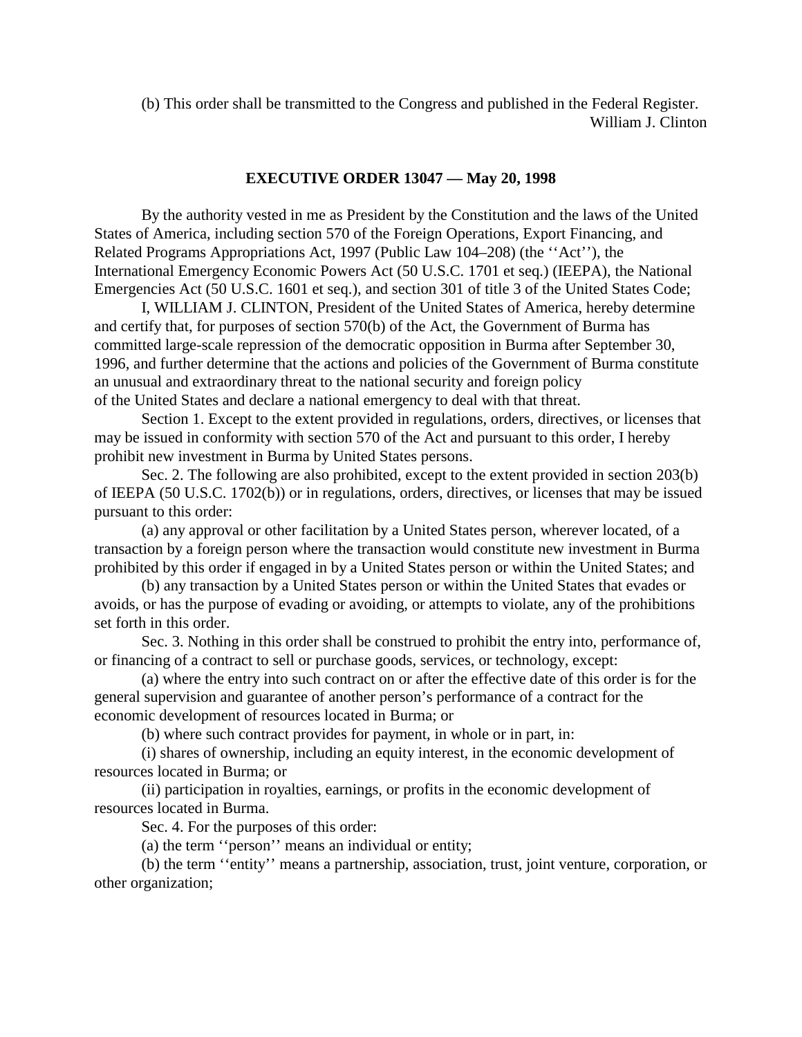(b) This order shall be transmitted to the Congress and published in the Federal Register.

William J. Clinton

## EXECUTIVE ORDER 13047 — May 20, 1998

By the authority vested in me as President by the Constitution and the laws of the United States of America, including section 570 of the Foreign Operations, Export Financing, and Related Programs Appropriations Act, 1997 (Public Law 104–208) (the ''Act''), the International Emergency Economic Powers Act (50 U.S.C. 1701 et seq.) (IEEPA), the National Emergencies Act (50 U.S.C. 1601 et seq.), and section 301 of title 3 of the United States Code;

I, WILLIAM J. CLINTON, President of the United States of America, hereby determine and certify that, for purposes of section 570(b) of the Act, the Government of Burma has committed large-scale repression of the democratic opposition in Burma after September 30, 1996, and further determine that the actions and policies of the Government of Burma constitute an unusual and extraordinary threat to the national security and foreign policy of the United States and declare a national emergency to deal with that threat.

Section 1. Except to the extent provided in regulations, orders, directives, or licenses that may be issued in conformity with section 570 of the Act and pursuant to this order, I hereby prohibit new investment in Burma by United States persons.

Sec. 2. The following are also prohibited, except to the extent provided in section 203(b) of IEEPA (50 U.S.C. 1702(b)) or in regulations, orders, directives, or licenses that may be issued pursuant to this order:

(a) any approval or other facilitation by a United States person, wherever located, of a transaction by a foreign person where the transaction would constitute new investment in Burma prohibited by this order if engaged in by a United States person or within the United States; and

(b) any transaction by a United States person or within the United States that evades or avoids, or has the purpose of evading or avoiding, or attempts to violate, any of the prohibitions set forth in this order.

Sec. 3. Nothing in this order shall be construed to prohibit the entry into, performance of, or financing of a contract to sell or purchase goods, services, or technology, except:

(a) where the entry into such contract on or after the effective date of this order is for the general supervision and guarantee of another person's performance of a contract for the economic development of resources located in Burma; or

(b) where such contract provides for payment, in whole or in part, in:

(i) shares of ownership, including an equity interest, in the economic development of resources located in Burma; or

(ii) participation in royalties, earnings, or profits in the economic development of resources located in Burma.

Sec. 4. For the purposes of this order:

(a) the term ''person'' means an individual or entity;

(b) the term ''entity'' means a partnership, association, trust, joint venture, corporation, or other organization;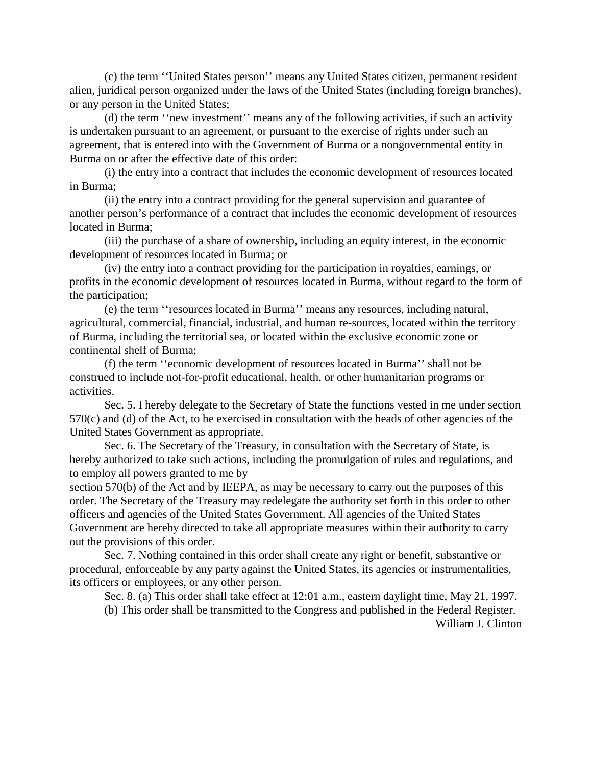(c) the term ''United States person'' means any United States citizen, permanent resident alien, juridical person organized under the laws of the United States (including foreign branches), or any person in the United States;

(d) the term ''new investment'' means any of the following activities, if such an activity is undertaken pursuant to an agreement, or pursuant to the exercise of rights under such an agreement, that is entered into with the Government of Burma or a nongovernmental entity in Burma on or after the effective date of this order:

(i) the entry into a contract that includes the economic development of resources located in Burma;

(ii) the entry into a contract providing for the general supervision and guarantee of another person's performance of a contract that includes the economic development of resources located in Burma;

(iii) the purchase of a share of ownership, including an equity interest, in the economic development of resources located in Burma; or

(iv) the entry into a contract providing for the participation in royalties, earnings, or profits in the economic development of resources located in Burma, without regard to the form of the participation;

(e) the term ''resources located in Burma'' means any resources, including natural, agricultural, commercial, financial, industrial, and human re-sources, located within the territory of Burma, including the territorial sea, or located within the exclusive economic zone or continental shelf of Burma;

(f) the term ''economic development of resources located in Burma'' shall not be construed to include not-for-profit educational, health, or other humanitarian programs or activities.

Sec. 5. I hereby delegate to the Secretary of State the functions vested in me under section 570(c) and (d) of the Act, to be exercised in consultation with the heads of other agencies of the United States Government as appropriate.

Sec. 6. The Secretary of the Treasury, in consultation with the Secretary of State, is hereby authorized to take such actions, including the promulgation of rules and regulations, and to employ all powers granted to me by section 570(b) of the Act and by IEEPA, as may be necessary to carry out the purposes of this order. The Secretary of the Treasury may redelegate the authority set forth in this order to other officers and agencies of the United States Government. All agencies of the United States Government are hereby directed to take all appropriate measures within their authority to carry out the provisions of this order.

Sec. 7. Nothing contained in this order shall create any right or benefit, substantive or procedural, enforceable by any party against the United States, its agencies or instrumentalities, its officers or employees, or any other person.

Sec. 8. (a) This order shall take effect at 12:01 a.m., eastern daylight time, May 21, 1997.

(b) This order shall be transmitted to the Congress and published in the Federal Register.

William J. Clinton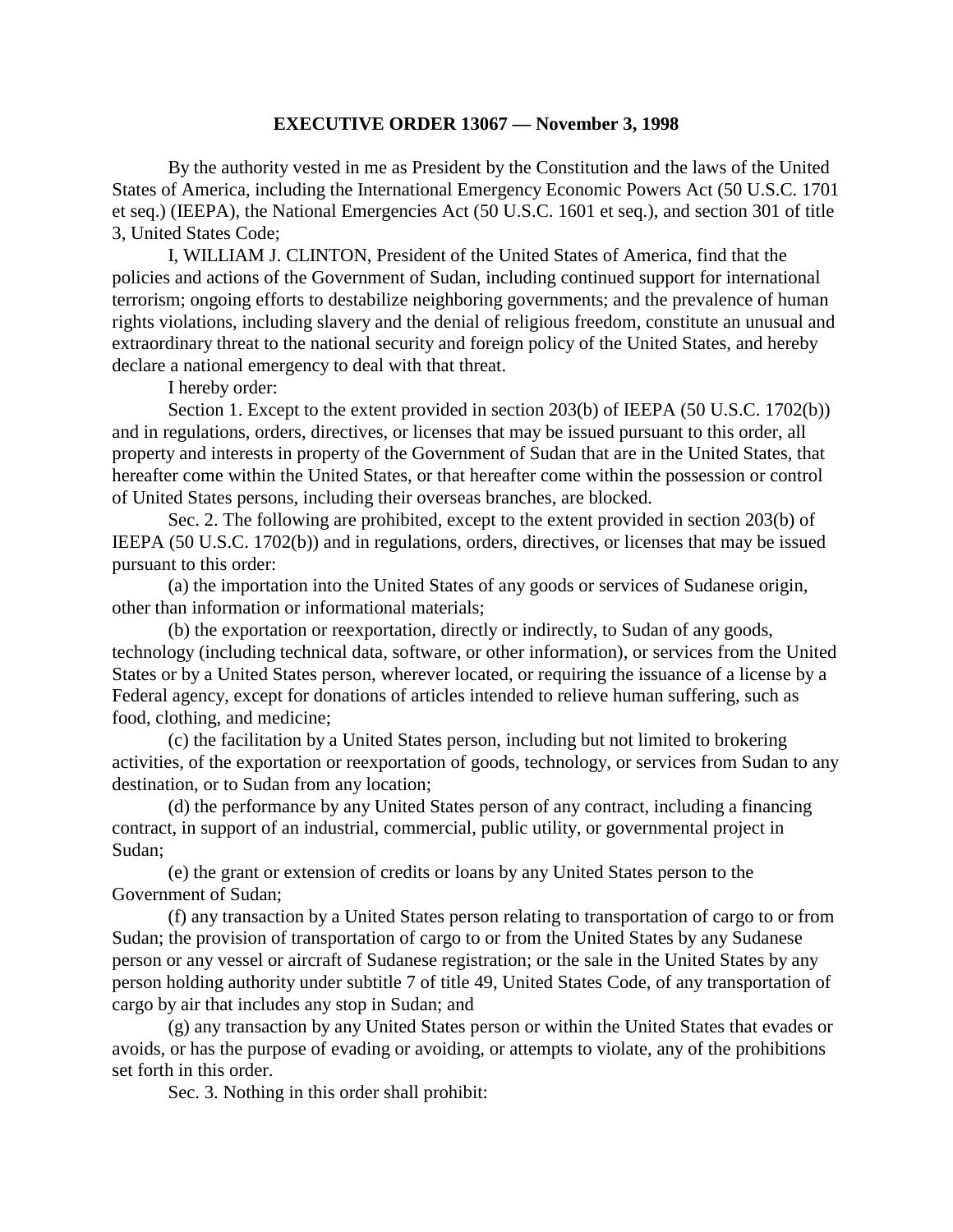**EXECUTIVE ORDER 13067 — November 3, 1998**

By the authority vested in me as President by the Constitution and the laws of the United States of America, including the International Emergency Economic Powers Act (50 U.S.C. 1701 et seq.) (IEEPA), the National Emergencies Act (50 U.S.C. 1601 et seq.), and section 301 of title 3, United States Code;

I, WILLIAM J. CLINTON, President of the United States of America, find that the policies and actions of the Government of Sudan, including continued support for international terrorism; ongoing efforts to destabilize neighboring governments; and the prevalence of human rights violations, including slavery and the denial of religious freedom, constitute an unusual and extraordinary threat to the national security and foreign policy of the United States, and hereby declare a national emergency to deal with that threat.

I hereby order:

Section 1. Except to the extent provided in section 203(b) of IEEPA (50 U.S.C. 1702(b)) and in regulations, orders, directives, or licenses that may be issued pursuant to this order, all property and interests in property of the Government of Sudan that are in the United States, that hereafter come within the United States, or that hereafter come within the possession or control of United States persons, including their overseas branches, are blocked.

Sec. 2. The following are prohibited, except to the extent provided in section 203(b) of IEEPA (50 U.S.C. 1702(b)) and in regulations, orders, directives, or licenses that may be issued pursuant to this order:

(a) the importation into the United States of any goods or services of Sudanese origin, other than information or informational materials;

(b) the exportation or reexportation, directly or indirectly, to Sudan of any goods, technology (including technical data, software, or other information), or services from the United States or by a United States person, wherever located, or requiring the issuance of a license by a Federal agency, except for donations of articles intended to relieve human suffering, such as food, clothing, and medicine;

(c) the facilitation by a United States person, including but not limited to brokering activities, of the exportation or reexportation of goods, technology, or services from Sudan to any destination, or to Sudan from any location;

(d) the performance by any United States person of any contract, including a financing contract, in support of an industrial, commercial, public utility, or governmental project in Sudan;

(e) the grant or extension of credits or loans by any United States person to the Government of Sudan;

(f) any transaction by a United States person relating to transportation of cargo to or from Sudan; the provision of transportation of cargo to or from the United States by any Sudanese person or any vessel or aircraft of Sudanese registration; or the sale in the United States by any person holding authority under subtitle 7 of title 49, United States Code, of any transportation of cargo by air that includes any stop in Sudan; and

(g) any transaction by any United States person or within the United States that evades or avoids, or has the purpose of evading or avoiding, or attempts to violate, any of the prohibitions set forth in this order.

Sec. 3. Nothing in this order shall prohibit: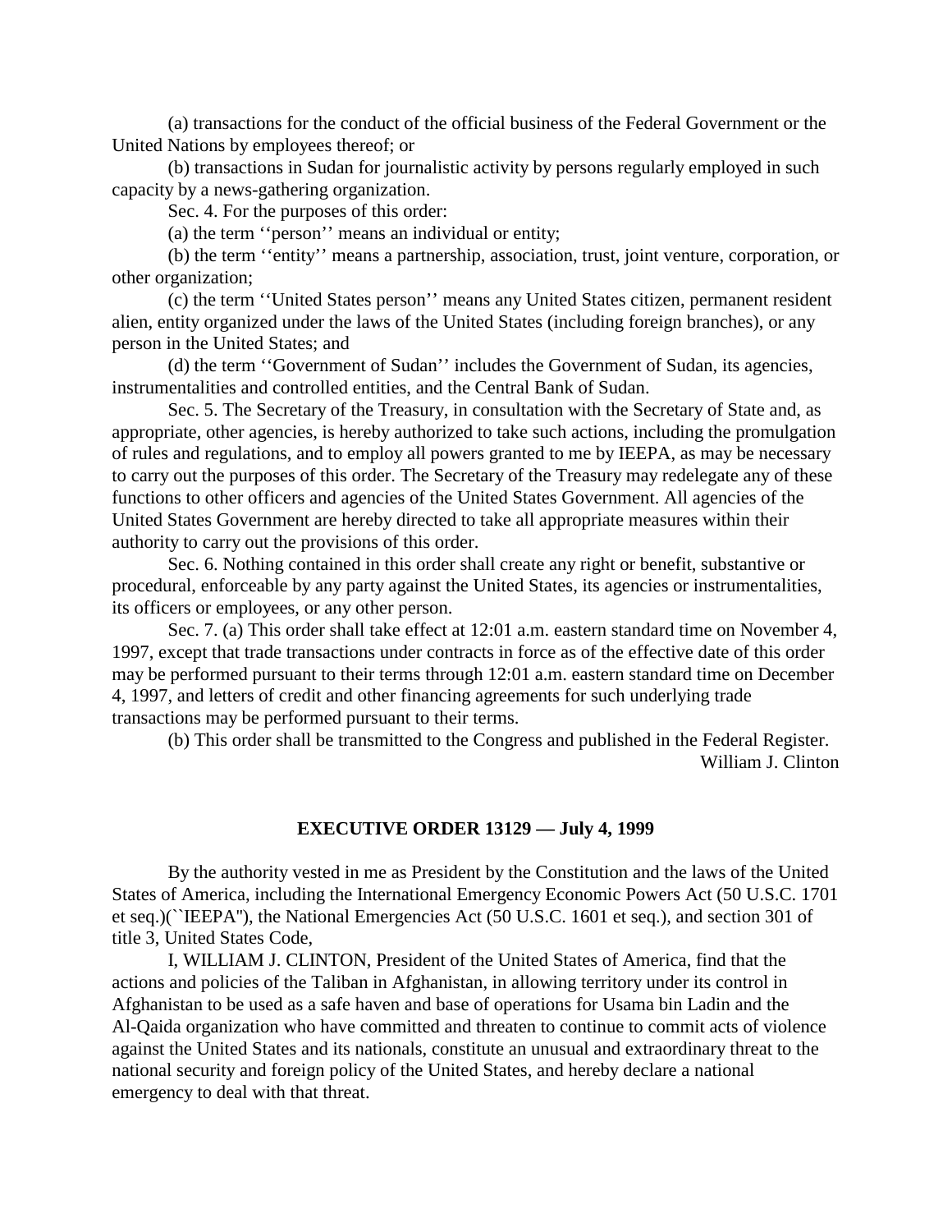(a) transactions for the conduct of the official business of the Federal Government or the United Nations by employees thereof; or

(b) transactions in Sudan for journalistic activity by persons regularly employed in such capacity by a news-gathering organization.

Sec. 4. For the purposes of this order:

(a) the term ''person'' means an individual or entity;

(b) the term ''entity'' means a partnership, association, trust, joint venture, corporation, or other organization;

(c) the term ''United States person'' means any United States citizen, permanent resident alien, entity organized under the laws of the United States (including foreign branches), or any person in the United States; and

(d) the term ''Government of Sudan'' includes the Government of Sudan, its agencies, instrumentalities and controlled entities, and the Central Bank of Sudan.

Sec. 5. The Secretary of the Treasury, in consultation with the Secretary of State and, as appropriate, other agencies, is hereby authorized to take such actions, including the promulgation of rules and regulations, and to employ all powers granted to me by IEEPA, as may be necessary to carry out the purposes of this order. The Secretary of the Treasury may redelegate any of these functions to other officers and agencies of the United States Government. All agencies of the United States Government are hereby directed to take all appropriate measures within their authority to carry out the provisions of this order.

Sec. 6. Nothing contained in this order shall create any right or benefit, substantive or procedural, enforceable by any party against the United States, its agencies or instrumentalities, its officers or employees, or any other person.

Sec. 7. (a) This order shall take effect at 12:01 a.m. eastern standard time on November 4, 1997, except that trade transactions under contracts in force as of the effective date of this order may be performed pursuant to their terms through 12:01 a.m. eastern standard time on December 4, 1997, and letters of credit and other financing agreements for such underlying trade transactions may be performed pursuant to their terms.

(b) This order shall be transmitted to the Congress and published in the Federal Register.

William J. Clinton

## EXECUTIVE ORDER 13129 — July 4, 1999

By the authority vested in me as President by the Constitution and the laws of the United States of America, including the International Emergency Economic Powers Act (50 U.S.C. 1701 et seq.)(``IEEPA''), the National Emergencies Act (50 U.S.C. 1601 et seq.), and section 301 of title 3, United States Code,

I, WILLIAM J. CLINTON, President of the United States of America, find that the actions and policies of the Taliban in Afghanistan, in allowing territory under its control in Afghanistan to be used as a safe haven and base of operations for Usama bin Ladin and the Al-Qaida organization who have committed and threaten to continue to commit acts of violence against the United States and its nationals, constitute an unusual and extraordinary threat to the national security and foreign policy of the United States, and hereby declare a national emergency to deal with that threat.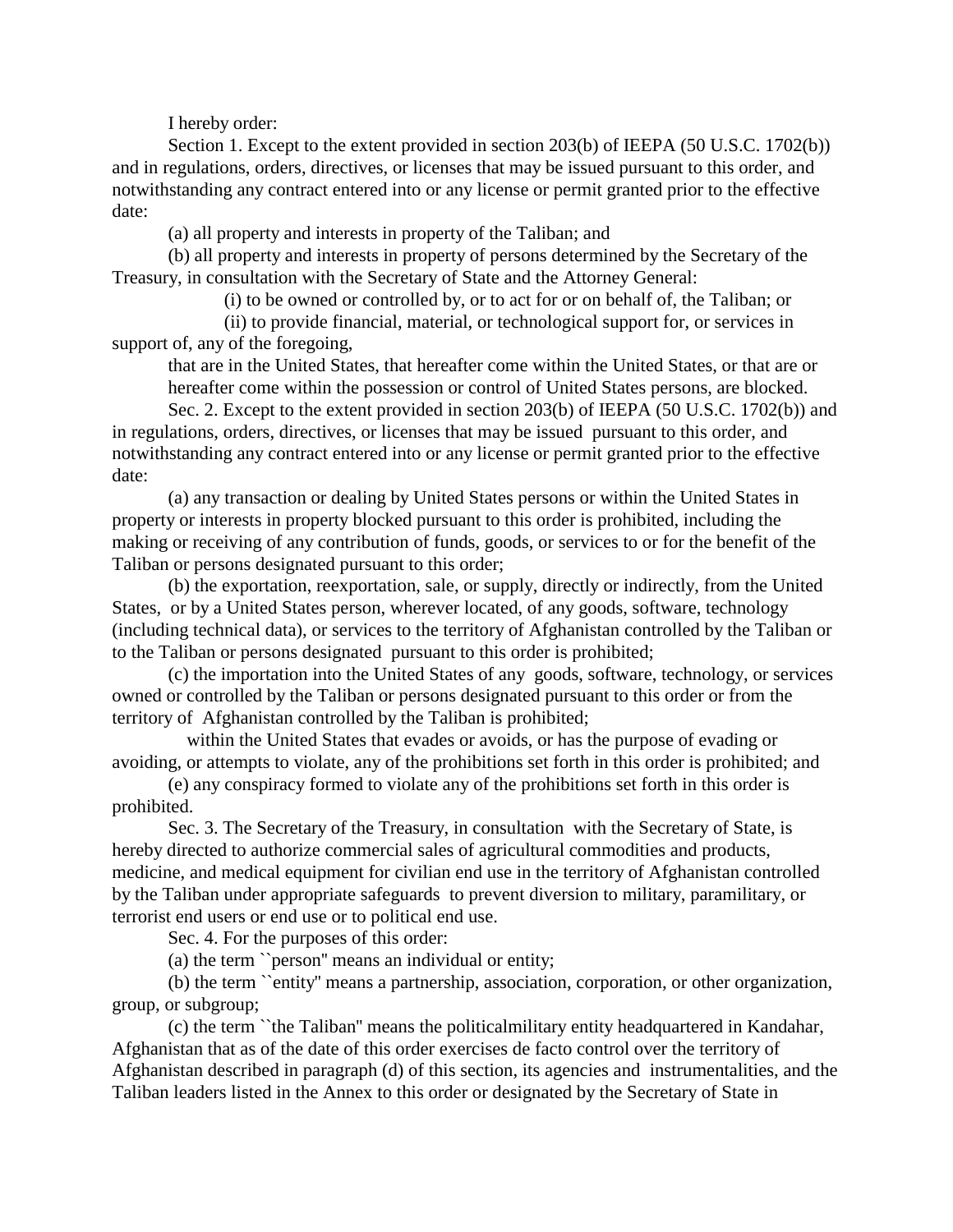I hereby order:

Section 1. Except to the extent provided in section 203(b) of IEEPA (50 U.S.C. 1702(b)) and in regulations, orders, directives, or licenses that may be issued pursuant to this order, and notwithstanding any contract entered into or any license or permit granted prior to the effective date:

(a) all property and interests in property of the Taliban; and

(b) all property and interests in property of persons determined by the Secretary of the Treasury, in consultation with the Secretary of State and the Attorney General:

(i) to be owned or controlled by, or to act for or on behalf of, the Taliban; or

(ii) to provide financial, material, or technological support for, or services in support of, any of the foregoing,

that are in the United States, that hereafter come within the United States, or that are or hereafter come within the possession or control of United States persons, are blocked.

Sec. 2. Except to the extent provided in section 203(b) of IEEPA (50 U.S.C. 1702(b)) and in regulations, orders, directives, or licenses that may be issued pursuant to this order, and notwithstanding any contract entered into or any license or permit granted prior to the effective date:

(a) any transaction or dealing by United States persons or within the United States in property or interests in property blocked pursuant to this order is prohibited, including the making or receiving of any contribution of funds, goods, or services to or for the benefit of the Taliban or persons designated pursuant to this order;

(b) the exportation, reexportation, sale, or supply, directly or indirectly, from the United States, or by a United States person, wherever located, of any goods, software, technology (including technical data), or services to the territory of Afghanistan controlled by the Taliban or to the Taliban or persons designated pursuant to this order is prohibited;

(c) the importation into the United States of any goods, software, technology, or services owned or controlled by the Taliban or persons designated pursuant to this order or from the territory of Afghanistan controlled by the Taliban is prohibited;

within the United States that evades or avoids, or has the purpose of evading or avoiding, or attempts to violate, any of the prohibitions set forth in this order is prohibited; and

(e) any conspiracy formed to violate any of the prohibitions set forth in this order is prohibited.

Sec. 3. The Secretary of the Treasury, in consultation with the Secretary of State, is hereby directed to authorize commercial sales of agricultural commodities and products, medicine, and medical equipment for civilian end use in the territory of Afghanistan controlled by the Taliban under appropriate safeguards to prevent diversion to military, paramilitary, or terrorist end users or end use or to political end use.

Sec. 4. For the purposes of this order:

(a) the term ``person'' means an individual or entity;

(b) the term ``entity'' means a partnership, association, corporation, or other organization, group, or subgroup;

(c) the term ``the Taliban'' means the politicalmilitary entity headquartered in Kandahar, Afghanistan that as of the date of this order exercises de facto control over the territory of Afghanistan described in paragraph (d) of this section, its agencies and instrumentalities, and the Taliban leaders listed in the Annex to this order or designated by the Secretary of State in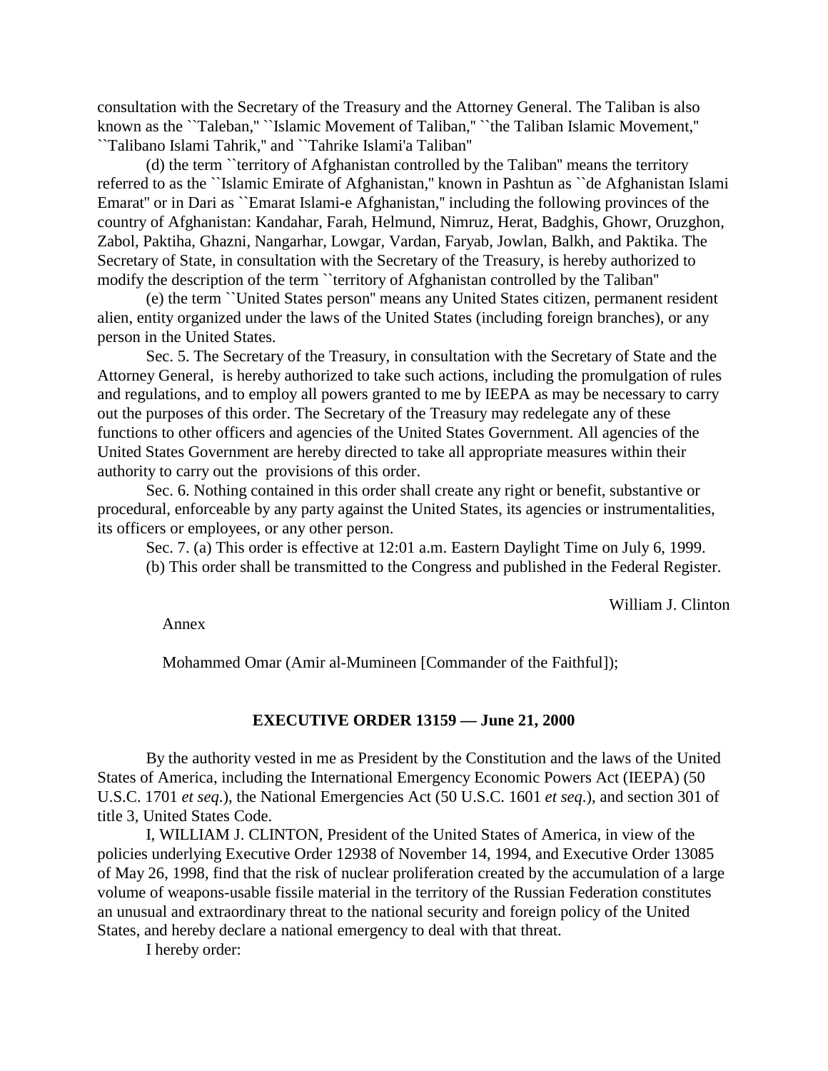consultation with the Secretary of the Treasury and the Attorney General. The Taliban is also known as the ``Taleban,'' ``Islamic Movement of Taliban,'' ``the Taliban Islamic Movement,'' ``Talibano Islami Tahrik,'' and ``Tahrike Islami'a Taliban''

(d) the term ``territory of Afghanistan controlled by the Taliban'' means the territory referred to as the ``Islamic Emirate of Afghanistan,'' known in Pashtun as ``de Afghanistan Islami Emarat'' or in Dari as ``Emarat Islami-e Afghanistan,'' including the following provinces of the country of Afghanistan: Kandahar, Farah, Helmund, Nimruz, Herat, Badghis, Ghowr, Oruzghon, Zabol, Paktiha, Ghazni, Nangarhar, Lowgar, Vardan, Faryab, Jowlan, Balkh, and Paktika. The Secretary of State, in consultation with the Secretary of the Treasury, is hereby authorized to modify the description of the term ``territory of Afghanistan controlled by the Taliban''

(e) the term ``United States person'' means any United States citizen, permanent resident alien, entity organized under the laws of the United States (including foreign branches), or any person in the United States.

Sec. 5. The Secretary of the Treasury, in consultation with the Secretary of State and the Attorney General, is hereby authorized to take such actions, including the promulgation of rules and regulations, and to employ all powers granted to me by IEEPA as may be necessary to carry out the purposes of this order. The Secretary of the Treasury may redelegate any of these functions to other officers and agencies of the United States Government. All agencies of the United States Government are hereby directed to take all appropriate measures within their authority to carry out the provisions of this order.

Sec. 6. Nothing contained in this order shall create any right or benefit, substantive or procedural, enforceable by any party against the United States, its agencies or instrumentalities, its officers or employees, or any other person.

Sec. 7. (a) This order is effective at 12:01 a.m. Eastern Daylight Time on July 6, 1999.

(b) This order shall be transmitted to the Congress and published in the Federal Register.

William J. Clinton

Annex

Mohammed Omar (Amir al-Mumineen [Commander of the Faithful]);

**EXECUTIVE ORDER 13159 — June 21, 2000**

By the authority vested in me as President by the Constitution and the laws of the United States of America, including the International Emergency Economic Powers Act (IEEPA) (50 U.S.C. 1701 *et seq.*), the National Emergencies Act (50 U.S.C. 1601 *et seq.*), and section 301 of title 3, United States Code.

I, WILLIAM J. CLINTON, President of the United States of America, in view of the policies underlying Executive Order 12938 of November 14, 1994, and Executive Order 13085 of May 26, 1998, find that the risk of nuclear proliferation created by the accumulation of a large volume of weapons-usable fissile material in the territory of the Russian Federation constitutes an unusual and extraordinary threat to the national security and foreign policy of the United States, and hereby declare a national emergency to deal with that threat.

I hereby order: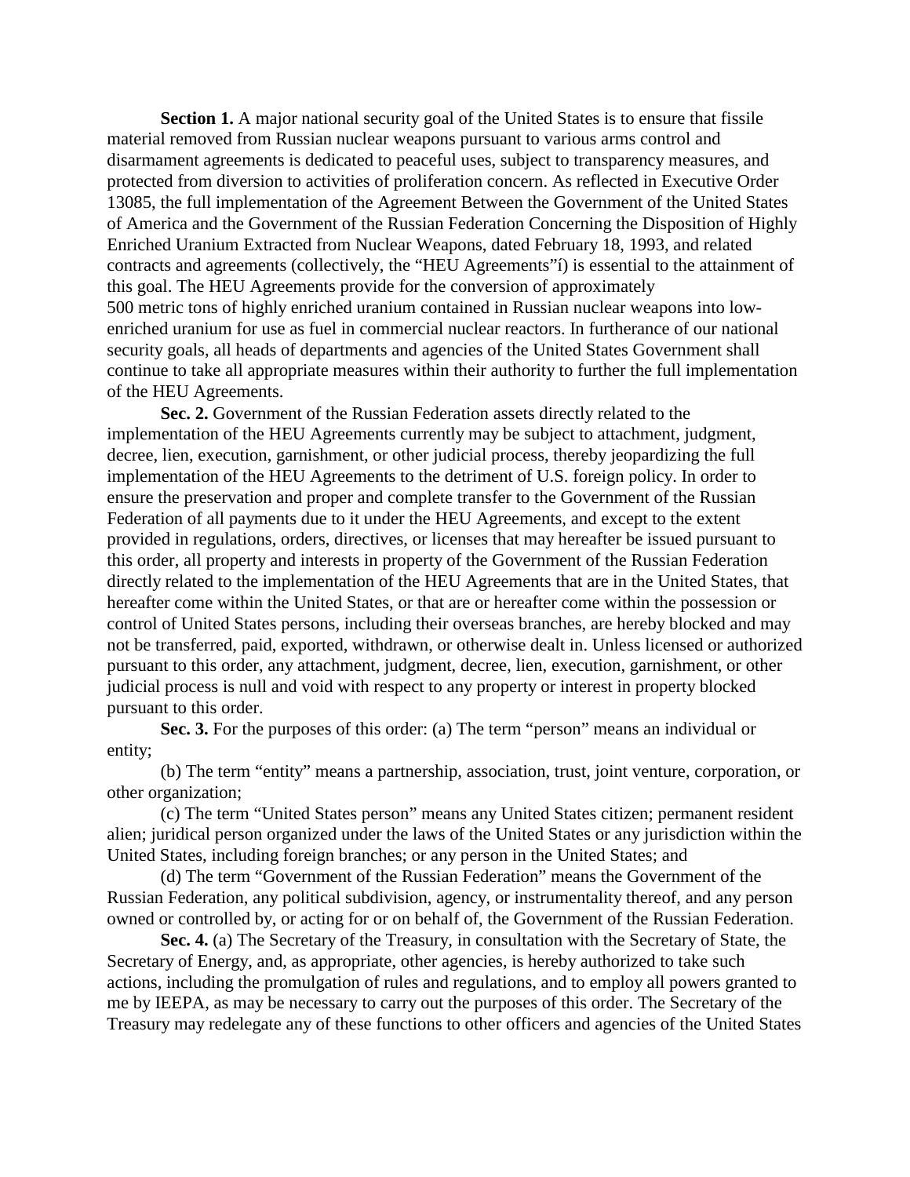**Section 1.** A major national security goal of the United States is to ensure that fissile material removed from Russian nuclear weapons pursuant to various arms control and disarmament agreements is dedicated to peaceful uses, subject to transparency measures, and protected from diversion to activities of proliferation concern. As reflected in Executive Order 13085, the full implementation of the Agreement Between the Government of the United States of America and the Government of the Russian Federation Concerning the Disposition of Highly Enriched Uranium Extracted from Nuclear Weapons, dated February 18, 1993, and related contracts and agreements (collectively, the "HEU Agreements"í) is essential to the attainment of this goal. The HEU Agreements provide for the conversion of approximately 500 metric tons of highly enriched uranium contained in Russian nuclear weapons into low-enriched uranium for use as fuel in commercial nuclear reactors. In furtherance of our national security goals, all heads of departments and agencies of the United States Government shall continue to take all appropriate measures within their authority to further the full implementation of the HEU Agreements.

**Sec. 2.** Government of the Russian Federation assets directly related to the implementation of the HEU Agreements currently may be subject to attachment, judgment, decree, lien, execution, garnishment, or other judicial process, thereby jeopardizing the full implementation of the HEU Agreements to the detriment of U.S. foreign policy. In order to ensure the preservation and proper and complete transfer to the Government of the Russian Federation of all payments due to it under the HEU Agreements, and except to the extent provided in regulations, orders, directives, or licenses that may hereafter be issued pursuant to this order, all property and interests in property of the Government of the Russian Federation directly related to the implementation of the HEU Agreements that are in the United States, that hereafter come within the United States, or that are or hereafter come within the possession or control of United States persons, including their overseas branches, are hereby blocked and may not be transferred, paid, exported, withdrawn, or otherwise dealt in. Unless licensed or authorized pursuant to this order, any attachment, judgment, decree, lien, execution, garnishment, or other judicial process is null and void with respect to any property or interest in property blocked pursuant to this order.

**Sec. 3.** For the purposes of this order: (a) The term "person" means an individual or entity;

(b) The term "entity" means a partnership, association, trust, joint venture, corporation, or other organization;

(c) The term "United States person" means any United States citizen; permanent resident alien; juridical person organized under the laws of the United States or any jurisdiction within the United States, including foreign branches; or any person in the United States; and

(d) The term "Government of the Russian Federation" means the Government of the Russian Federation, any political subdivision, agency, or instrumentality thereof, and any person owned or controlled by, or acting for or on behalf of, the Government of the Russian Federation.

**Sec. 4.** (a) The Secretary of the Treasury, in consultation with the Secretary of State, the Secretary of Energy, and, as appropriate, other agencies, is hereby authorized to take such actions, including the promulgation of rules and regulations, and to employ all powers granted to me by IEEPA, as may be necessary to carry out the purposes of this order. The Secretary of the Treasury may redelegate any of these functions to other officers and agencies of the United States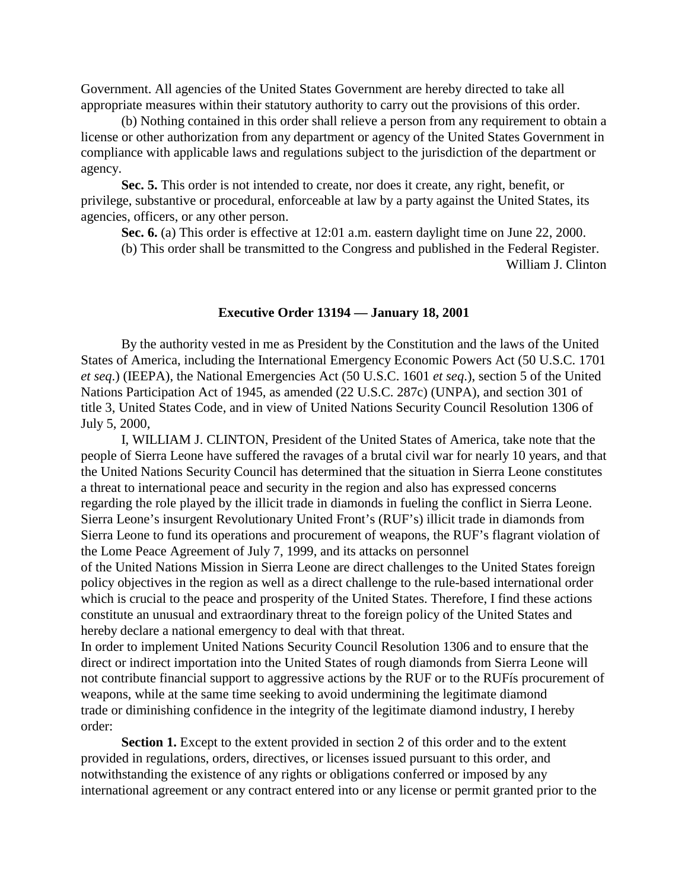Government. All agencies of the United States Government are hereby directed to take all appropriate measures within their statutory authority to carry out the provisions of this order.

(b) Nothing contained in this order shall relieve a person from any requirement to obtain a license or other authorization from any department or agency of the United States Government in compliance with applicable laws and regulations subject to the jurisdiction of the department or agency.

**Sec. 5.** This order is not intended to create, nor does it create, any right, benefit, or privilege, substantive or procedural, enforceable at law by a party against the United States, its agencies, officers, or any other person.

**Sec. 6.** (a) This order is effective at 12:01 a.m. eastern daylight time on June 22, 2000.

(b) This order shall be transmitted to the Congress and published in the Federal Register.

William J. Clinton

### Executive Order 13194 — January 18, 2001

By the authority vested in me as President by the Constitution and the laws of the United States of America, including the International Emergency Economic Powers Act (50 U.S.C. 1701 *et seq*.) (IEEPA), the National Emergencies Act (50 U.S.C. 1601 *et seq*.), section 5 of the United Nations Participation Act of 1945, as amended (22 U.S.C. 287c) (UNPA), and section 301 of title 3, United States Code, and in view of United Nations Security Council Resolution 1306 of July 5, 2000,

I, WILLIAM J. CLINTON, President of the United States of America, take note that the people of Sierra Leone have suffered the ravages of a brutal civil war for nearly 10 years, and that the United Nations Security Council has determined that the situation in Sierra Leone constitutes a threat to international peace and security in the region and also has expressed concerns regarding the role played by the illicit trade in diamonds in fueling the conflict in Sierra Leone. Sierra Leone's insurgent Revolutionary United Front's (RUF's) illicit trade in diamonds from Sierra Leone to fund its operations and procurement of weapons, the RUF's flagrant violation of the Lome Peace Agreement of July 7, 1999, and its attacks on personnel of the United Nations Mission in Sierra Leone are direct challenges to the United States foreign policy objectives in the region as well as a direct challenge to the rule-based international order which is crucial to the peace and prosperity of the United States. Therefore, I find these actions constitute an unusual and extraordinary threat to the foreign policy of the United States and hereby declare a national emergency to deal with that threat.

In order to implement United Nations Security Council Resolution 1306 and to ensure that the direct or indirect importation into the United States of rough diamonds from Sierra Leone will not contribute financial support to aggressive actions by the RUF or to the RUFís procurement of weapons, while at the same time seeking to avoid undermining the legitimate diamond trade or diminishing confidence in the integrity of the legitimate diamond industry, I hereby order:

**Section 1.** Except to the extent provided in section 2 of this order and to the extent provided in regulations, orders, directives, or licenses issued pursuant to this order, and notwithstanding the existence of any rights or obligations conferred or imposed by any international agreement or any contract entered into or any license or permit granted prior to the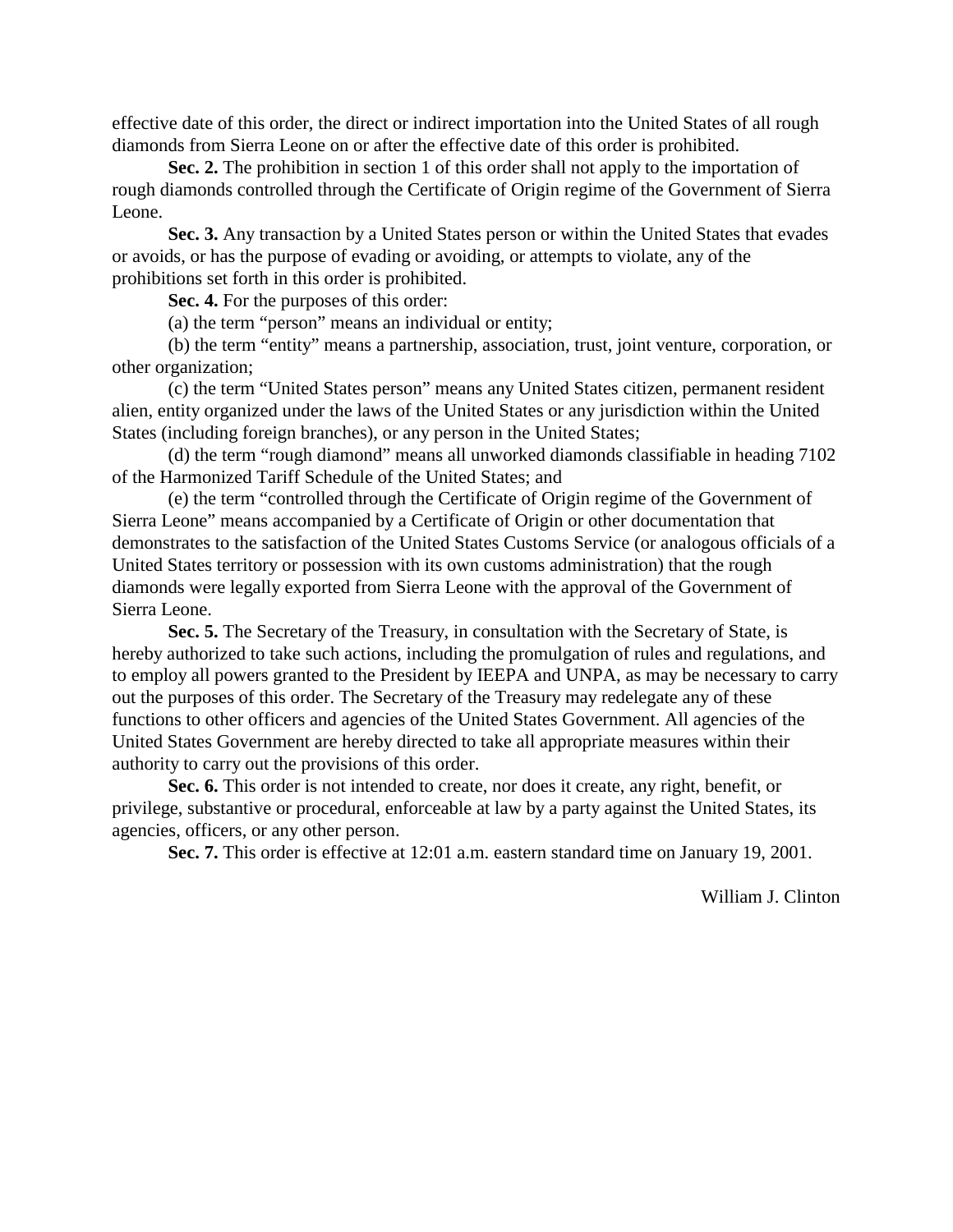effective date of this order, the direct or indirect importation into the United States of all rough diamonds from Sierra Leone on or after the effective date of this order is prohibited.

**Sec. 2.** The prohibition in section 1 of this order shall not apply to the importation of rough diamonds controlled through the Certificate of Origin regime of the Government of Sierra Leone.

**Sec. 3.** Any transaction by a United States person or within the United States that evades or avoids, or has the purpose of evading or avoiding, or attempts to violate, any of the prohibitions set forth in this order is prohibited.

**Sec. 4.** For the purposes of this order:

(a) the term "person" means an individual or entity;

(b) the term "entity" means a partnership, association, trust, joint venture, corporation, or other organization;

(c) the term "United States person" means any United States citizen, permanent resident alien, entity organized under the laws of the United States or any jurisdiction within the United States (including foreign branches), or any person in the United States;

(d) the term "rough diamond" means all unworked diamonds classifiable in heading 7102 of the Harmonized Tariff Schedule of the United States; and

(e) the term "controlled through the Certificate of Origin regime of the Government of Sierra Leone" means accompanied by a Certificate of Origin or other documentation that demonstrates to the satisfaction of the United States Customs Service (or analogous officials of a United States territory or possession with its own customs administration) that the rough diamonds were legally exported from Sierra Leone with the approval of the Government of Sierra Leone.

**Sec. 5.** The Secretary of the Treasury, in consultation with the Secretary of State, is hereby authorized to take such actions, including the promulgation of rules and regulations, and to employ all powers granted to the President by IEEPA and UNPA, as may be necessary to carry out the purposes of this order. The Secretary of the Treasury may redelegate any of these functions to other officers and agencies of the United States Government. All agencies of the United States Government are hereby directed to take all appropriate measures within their authority to carry out the provisions of this order.

**Sec. 6.** This order is not intended to create, nor does it create, any right, benefit, or privilege, substantive or procedural, enforceable at law by a party against the United States, its agencies, officers, or any other person.

**Sec. 7.** This order is effective at 12:01 a.m. eastern standard time on January 19, 2001.

William J. Clinton